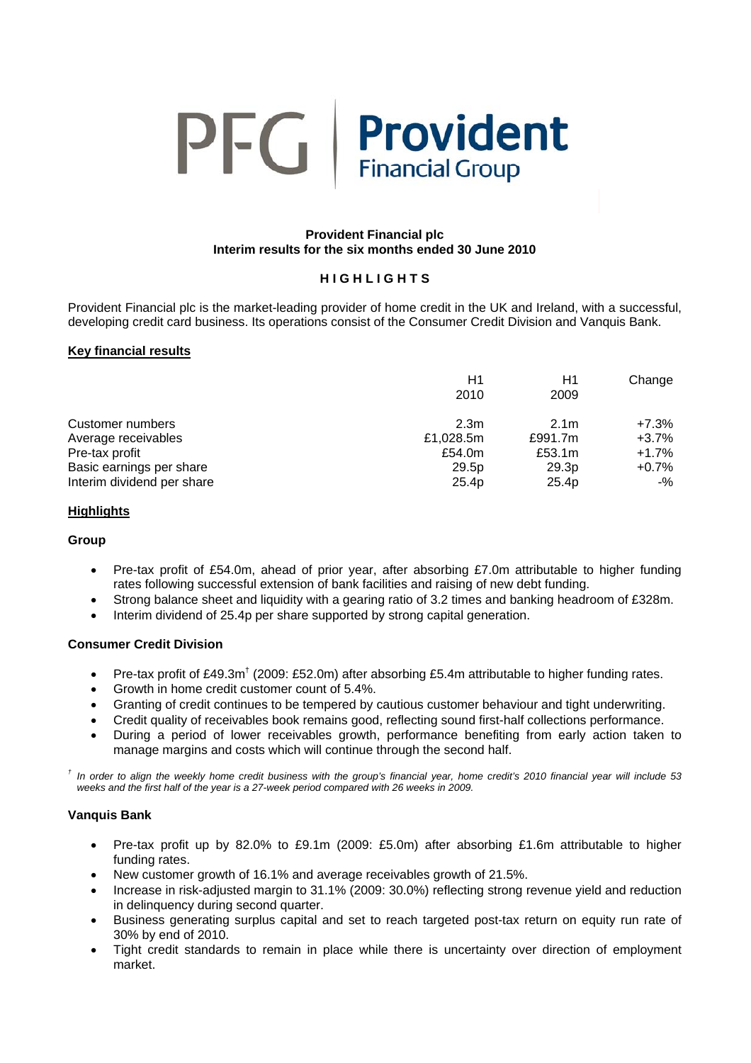PFG | **Provident** Financial Group

**Provident Financial plc**
**Interim results for the six months ended 30 June 2010**

## HIGHLIGHTS

Provident Financial plc is the market-leading provider of home credit in the UK and Ireland, with a successful, developing credit card business. Its operations consist of the Consumer Credit Division and Vanquis Bank.

### Key financial results

| | H1 2010 | H1 2009 | Change |
|---|---|---|---|
| Customer numbers | 2.3m | 2.1m | +7.3% |
| Average receivables | £1,028.5m | £991.7m | +3.7% |
| Pre-tax profit | £54.0m | £53.1m | +1.7% |
| Basic earnings per share | 29.5p | 29.3p | +0.7% |
| Interim dividend per share | 25.4p | 25.4p | -% |

### Highlights

**Group**

- Pre-tax profit of £54.0m, ahead of prior year, after absorbing £7.0m attributable to higher funding rates following successful extension of bank facilities and raising of new debt funding.
- Strong balance sheet and liquidity with a gearing ratio of 3.2 times and banking headroom of £328m.
- Interim dividend of 25.4p per share supported by strong capital generation.

**Consumer Credit Division**

- Pre-tax profit of £49.3m[†] (2009: £52.0m) after absorbing £5.4m attributable to higher funding rates.
- Growth in home credit customer count of 5.4%.
- Granting of credit continues to be tempered by cautious customer behaviour and tight underwriting.
- Credit quality of receivables book remains good, reflecting sound first-half collections performance.
- During a period of lower receivables growth, performance benefiting from early action taken to manage margins and costs which will continue through the second half.

[†] *In order to align the weekly home credit business with the group's financial year, home credit's 2010 financial year will include 53 weeks and the first half of the year is a 27-week period compared with 26 weeks in 2009.*

**Vanquis Bank**

- Pre-tax profit up by 82.0% to £9.1m (2009: £5.0m) after absorbing £1.6m attributable to higher funding rates.
- New customer growth of 16.1% and average receivables growth of 21.5%.
- Increase in risk-adjusted margin to 31.1% (2009: 30.0%) reflecting strong revenue yield and reduction in delinquency during second quarter.
- Business generating surplus capital and set to reach targeted post-tax return on equity run rate of 30% by end of 2010.
- Tight credit standards to remain in place while there is uncertainty over direction of employment market.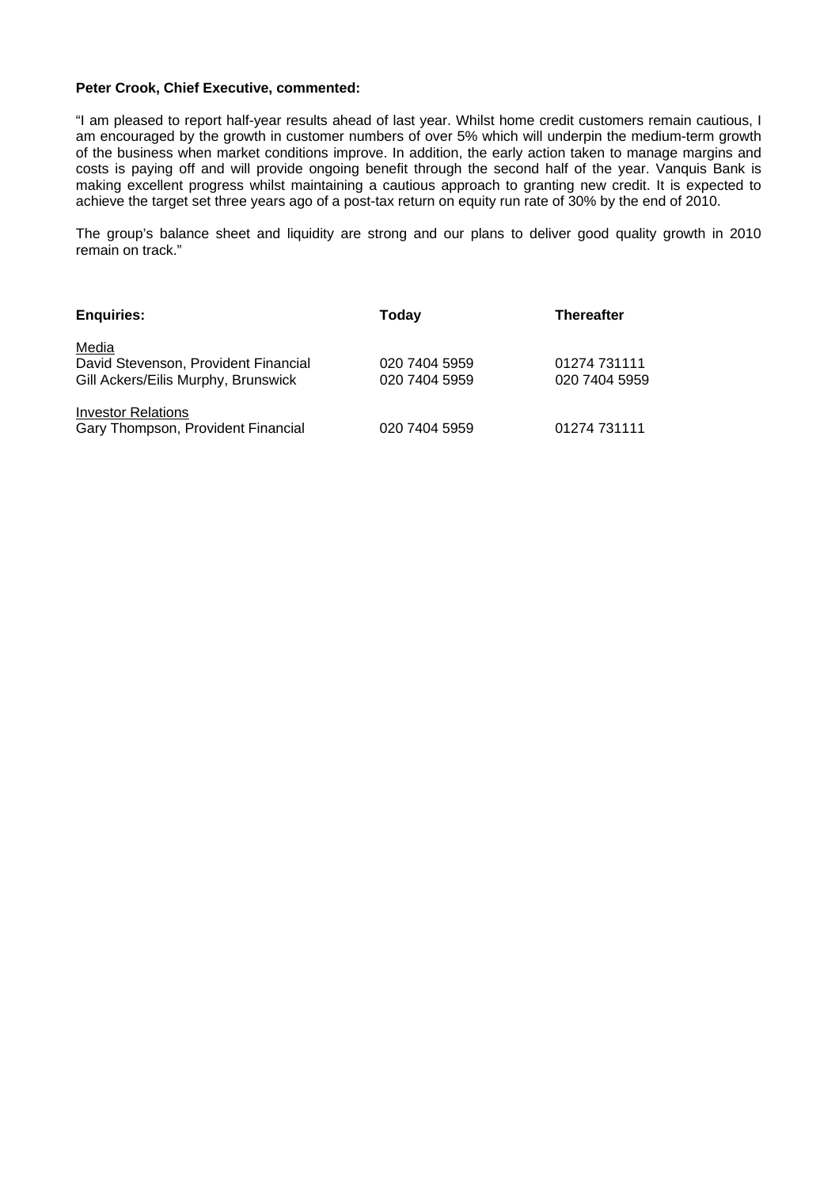**Peter Crook, Chief Executive, commented:**

"I am pleased to report half-year results ahead of last year. Whilst home credit customers remain cautious, I am encouraged by the growth in customer numbers of over 5% which will underpin the medium-term growth of the business when market conditions improve. In addition, the early action taken to manage margins and costs is paying off and will provide ongoing benefit through the second half of the year. Vanquis Bank is making excellent progress whilst maintaining a cautious approach to granting new credit. It is expected to achieve the target set three years ago of a post-tax return on equity run rate of 30% by the end of 2010.

The group's balance sheet and liquidity are strong and our plans to deliver good quality growth in 2010 remain on track."

| **Enquiries:** | **Today** | **Thereafter** |
|---|---|---|
| Media | | |
| David Stevenson, Provident Financial | 020 7404 5959 | 01274 731111 |
| Gill Ackers/Eilis Murphy, Brunswick | 020 7404 5959 | 020 7404 5959 |
| Investor Relations | | |
| Gary Thompson, Provident Financial | 020 7404 5959 | 01274 731111 |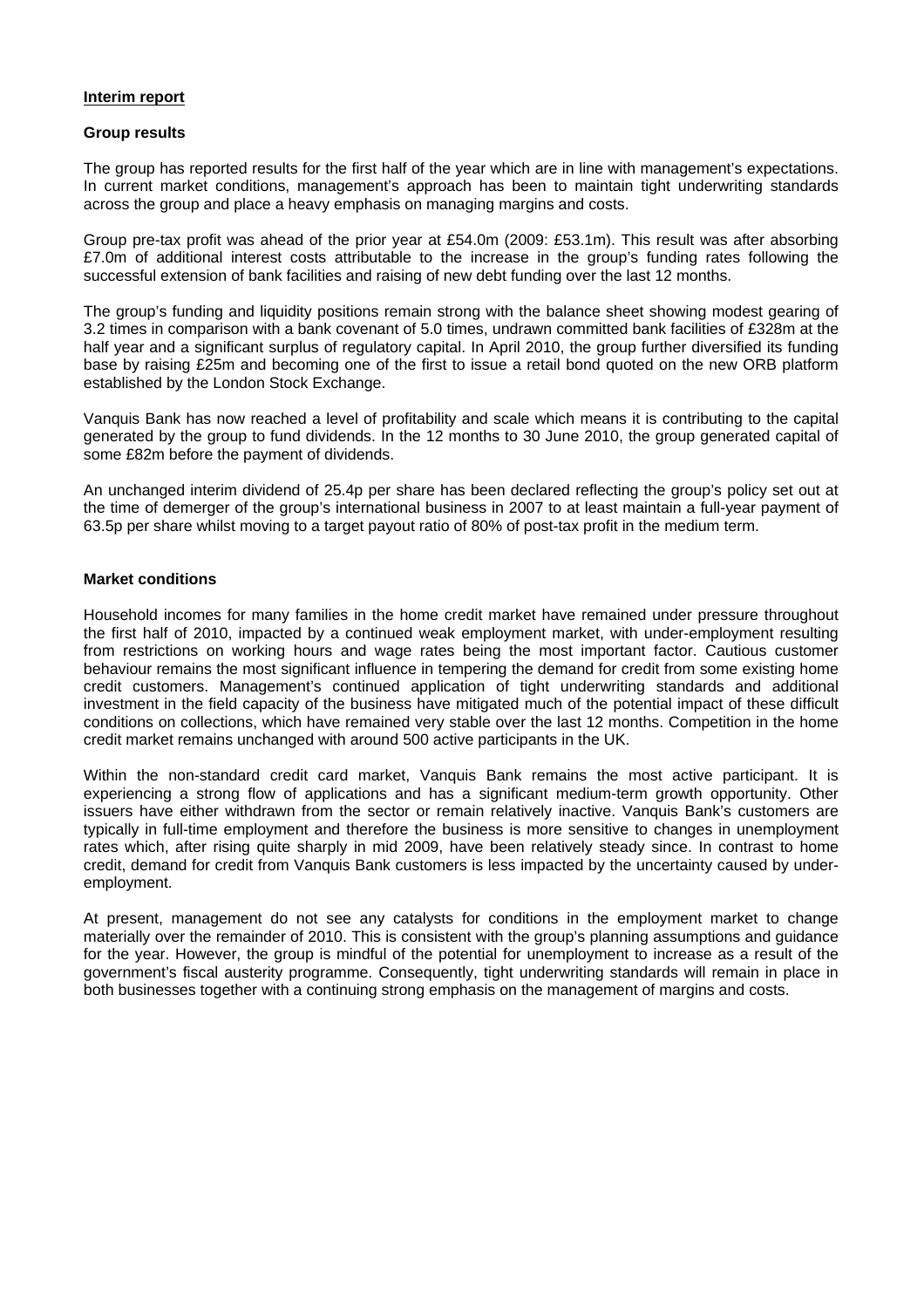## Interim report

### Group results

The group has reported results for the first half of the year which are in line with management's expectations. In current market conditions, management's approach has been to maintain tight underwriting standards across the group and place a heavy emphasis on managing margins and costs.

Group pre-tax profit was ahead of the prior year at £54.0m (2009: £53.1m). This result was after absorbing £7.0m of additional interest costs attributable to the increase in the group's funding rates following the successful extension of bank facilities and raising of new debt funding over the last 12 months.

The group's funding and liquidity positions remain strong with the balance sheet showing modest gearing of 3.2 times in comparison with a bank covenant of 5.0 times, undrawn committed bank facilities of £328m at the half year and a significant surplus of regulatory capital. In April 2010, the group further diversified its funding base by raising £25m and becoming one of the first to issue a retail bond quoted on the new ORB platform established by the London Stock Exchange.

Vanquis Bank has now reached a level of profitability and scale which means it is contributing to the capital generated by the group to fund dividends. In the 12 months to 30 June 2010, the group generated capital of some £82m before the payment of dividends.

An unchanged interim dividend of 25.4p per share has been declared reflecting the group's policy set out at the time of demerger of the group's international business in 2007 to at least maintain a full-year payment of 63.5p per share whilst moving to a target payout ratio of 80% of post-tax profit in the medium term.

### Market conditions

Household incomes for many families in the home credit market have remained under pressure throughout the first half of 2010, impacted by a continued weak employment market, with under-employment resulting from restrictions on working hours and wage rates being the most important factor. Cautious customer behaviour remains the most significant influence in tempering the demand for credit from some existing home credit customers. Management's continued application of tight underwriting standards and additional investment in the field capacity of the business have mitigated much of the potential impact of these difficult conditions on collections, which have remained very stable over the last 12 months. Competition in the home credit market remains unchanged with around 500 active participants in the UK.

Within the non-standard credit card market, Vanquis Bank remains the most active participant. It is experiencing a strong flow of applications and has a significant medium-term growth opportunity. Other issuers have either withdrawn from the sector or remain relatively inactive. Vanquis Bank's customers are typically in full-time employment and therefore the business is more sensitive to changes in unemployment rates which, after rising quite sharply in mid 2009, have been relatively steady since. In contrast to home credit, demand for credit from Vanquis Bank customers is less impacted by the uncertainty caused by under-employment.

At present, management do not see any catalysts for conditions in the employment market to change materially over the remainder of 2010. This is consistent with the group's planning assumptions and guidance for the year. However, the group is mindful of the potential for unemployment to increase as a result of the government's fiscal austerity programme. Consequently, tight underwriting standards will remain in place in both businesses together with a continuing strong emphasis on the management of margins and costs.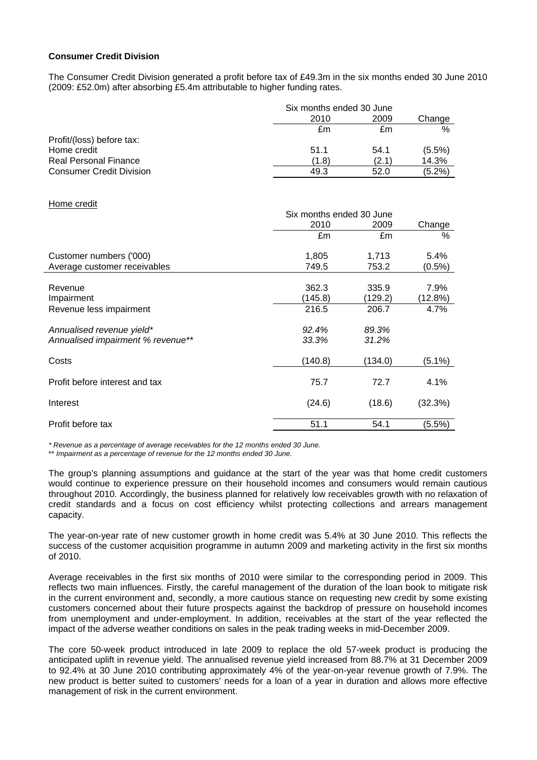**Consumer Credit Division**

The Consumer Credit Division generated a profit before tax of £49.3m in the six months ended 30 June 2010 (2009: £52.0m) after absorbing £5.4m attributable to higher funding rates.

| | Six months ended 30 June | | |
|---|---|---|---|
| | 2010 | 2009 | Change |
| | £m | £m | % |
| Profit/(loss) before tax: | | | |
| Home credit | 51.1 | 54.1 | (5.5%) |
| Real Personal Finance | (1.8) | (2.1) | 14.3% |
| Consumer Credit Division | 49.3 | 52.0 | (5.2%) |

Home credit

| | Six months ended 30 June | | |
|---|---|---|---|
| | 2010 | 2009 | Change |
| | £m | £m | % |
| Customer numbers ('000) | 1,805 | 1,713 | 5.4% |
| Average customer receivables | 749.5 | 753.2 | (0.5%) |
| Revenue | 362.3 | 335.9 | 7.9% |
| Impairment | (145.8) | (129.2) | (12.8%) |
| Revenue less impairment | 216.5 | 206.7 | 4.7% |
| *Annualised revenue yield** | *92.4%* | *89.3%* | |
| *Annualised impairment % revenue*** | *33.3%* | *31.2%* | |
| Costs | (140.8) | (134.0) | (5.1%) |
| Profit before interest and tax | 75.7 | 72.7 | 4.1% |
| Interest | (24.6) | (18.6) | (32.3%) |
| Profit before tax | 51.1 | 54.1 | (5.5%) |

*\* Revenue as a percentage of average receivables for the 12 months ended 30 June.*

*\*\* Impairment as a percentage of revenue for the 12 months ended 30 June.*

The group's planning assumptions and guidance at the start of the year was that home credit customers would continue to experience pressure on their household incomes and consumers would remain cautious throughout 2010. Accordingly, the business planned for relatively low receivables growth with no relaxation of credit standards and a focus on cost efficiency whilst protecting collections and arrears management capacity.

The year-on-year rate of new customer growth in home credit was 5.4% at 30 June 2010. This reflects the success of the customer acquisition programme in autumn 2009 and marketing activity in the first six months of 2010.

Average receivables in the first six months of 2010 were similar to the corresponding period in 2009. This reflects two main influences. Firstly, the careful management of the duration of the loan book to mitigate risk in the current environment and, secondly, a more cautious stance on requesting new credit by some existing customers concerned about their future prospects against the backdrop of pressure on household incomes from unemployment and under-employment. In addition, receivables at the start of the year reflected the impact of the adverse weather conditions on sales in the peak trading weeks in mid-December 2009.

The core 50-week product introduced in late 2009 to replace the old 57-week product is producing the anticipated uplift in revenue yield. The annualised revenue yield increased from 88.7% at 31 December 2009 to 92.4% at 30 June 2010 contributing approximately 4% of the year-on-year revenue growth of 7.9%. The new product is better suited to customers' needs for a loan of a year in duration and allows more effective management of risk in the current environment.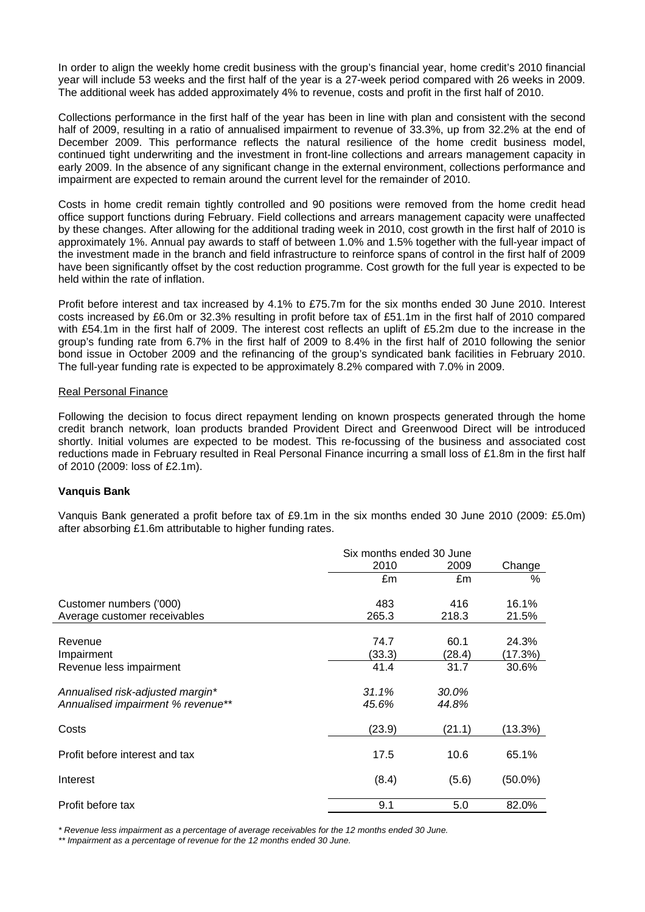In order to align the weekly home credit business with the group's financial year, home credit's 2010 financial year will include 53 weeks and the first half of the year is a 27-week period compared with 26 weeks in 2009. The additional week has added approximately 4% to revenue, costs and profit in the first half of 2010.

Collections performance in the first half of the year has been in line with plan and consistent with the second half of 2009, resulting in a ratio of annualised impairment to revenue of 33.3%, up from 32.2% at the end of December 2009. This performance reflects the natural resilience of the home credit business model, continued tight underwriting and the investment in front-line collections and arrears management capacity in early 2009. In the absence of any significant change in the external environment, collections performance and impairment are expected to remain around the current level for the remainder of 2010.

Costs in home credit remain tightly controlled and 90 positions were removed from the home credit head office support functions during February. Field collections and arrears management capacity were unaffected by these changes. After allowing for the additional trading week in 2010, cost growth in the first half of 2010 is approximately 1%. Annual pay awards to staff of between 1.0% and 1.5% together with the full-year impact of the investment made in the branch and field infrastructure to reinforce spans of control in the first half of 2009 have been significantly offset by the cost reduction programme. Cost growth for the full year is expected to be held within the rate of inflation.

Profit before interest and tax increased by 4.1% to £75.7m for the six months ended 30 June 2010. Interest costs increased by £6.0m or 32.3% resulting in profit before tax of £51.1m in the first half of 2010 compared with £54.1m in the first half of 2009. The interest cost reflects an uplift of £5.2m due to the increase in the group's funding rate from 6.7% in the first half of 2009 to 8.4% in the first half of 2010 following the senior bond issue in October 2009 and the refinancing of the group's syndicated bank facilities in February 2010. The full-year funding rate is expected to be approximately 8.2% compared with 7.0% in 2009.

Real Personal Finance

Following the decision to focus direct repayment lending on known prospects generated through the home credit branch network, loan products branded Provident Direct and Greenwood Direct will be introduced shortly. Initial volumes are expected to be modest. This re-focussing of the business and associated cost reductions made in February resulted in Real Personal Finance incurring a small loss of £1.8m in the first half of 2010 (2009: loss of £2.1m).

**Vanquis Bank**

Vanquis Bank generated a profit before tax of £9.1m in the six months ended 30 June 2010 (2009: £5.0m) after absorbing £1.6m attributable to higher funding rates.

| | Six months ended 30 June | | |
|---|---|---|---|
| | 2010 | 2009 | Change |
| | £m | £m | % |
| Customer numbers ('000) | 483 | 416 | 16.1% |
| Average customer receivables | 265.3 | 218.3 | 21.5% |
| Revenue | 74.7 | 60.1 | 24.3% |
| Impairment | (33.3) | (28.4) | (17.3%) |
| Revenue less impairment | 41.4 | 31.7 | 30.6% |
| *Annualised risk-adjusted margin** | *31.1%* | *30.0%* | |
| *Annualised impairment % revenue*** | *45.6%* | *44.8%* | |
| Costs | (23.9) | (21.1) | (13.3%) |
| Profit before interest and tax | 17.5 | 10.6 | 65.1% |
| Interest | (8.4) | (5.6) | (50.0%) |
| Profit before tax | 9.1 | 5.0 | 82.0% |

*\* Revenue less impairment as a percentage of average receivables for the 12 months ended 30 June.*

*\*\* Impairment as a percentage of revenue for the 12 months ended 30 June.*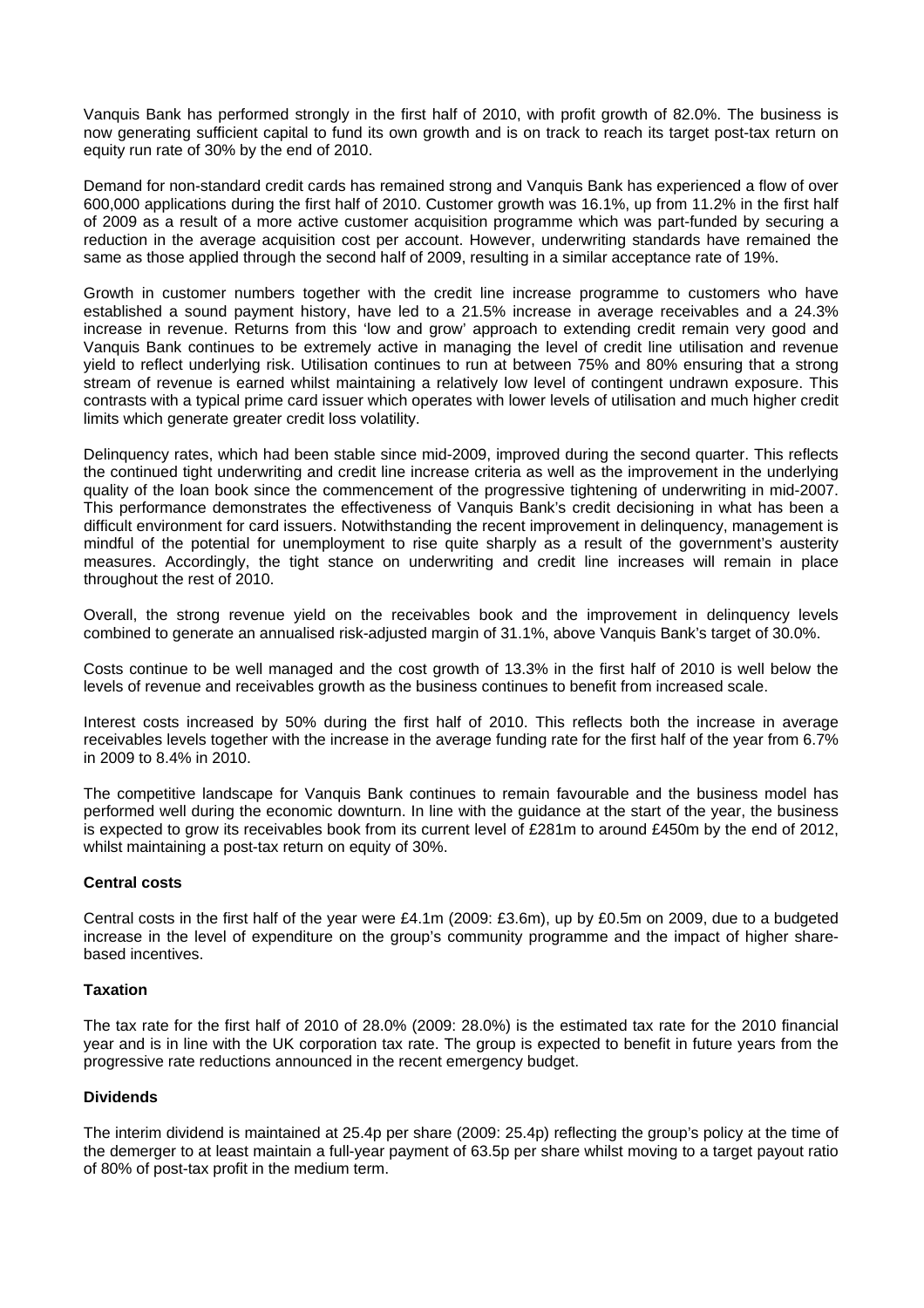Vanquis Bank has performed strongly in the first half of 2010, with profit growth of 82.0%. The business is now generating sufficient capital to fund its own growth and is on track to reach its target post-tax return on equity run rate of 30% by the end of 2010.

Demand for non-standard credit cards has remained strong and Vanquis Bank has experienced a flow of over 600,000 applications during the first half of 2010. Customer growth was 16.1%, up from 11.2% in the first half of 2009 as a result of a more active customer acquisition programme which was part-funded by securing a reduction in the average acquisition cost per account. However, underwriting standards have remained the same as those applied through the second half of 2009, resulting in a similar acceptance rate of 19%.

Growth in customer numbers together with the credit line increase programme to customers who have established a sound payment history, have led to a 21.5% increase in average receivables and a 24.3% increase in revenue. Returns from this 'low and grow' approach to extending credit remain very good and Vanquis Bank continues to be extremely active in managing the level of credit line utilisation and revenue yield to reflect underlying risk. Utilisation continues to run at between 75% and 80% ensuring that a strong stream of revenue is earned whilst maintaining a relatively low level of contingent undrawn exposure. This contrasts with a typical prime card issuer which operates with lower levels of utilisation and much higher credit limits which generate greater credit loss volatility.

Delinquency rates, which had been stable since mid-2009, improved during the second quarter. This reflects the continued tight underwriting and credit line increase criteria as well as the improvement in the underlying quality of the loan book since the commencement of the progressive tightening of underwriting in mid-2007. This performance demonstrates the effectiveness of Vanquis Bank's credit decisioning in what has been a difficult environment for card issuers. Notwithstanding the recent improvement in delinquency, management is mindful of the potential for unemployment to rise quite sharply as a result of the government's austerity measures. Accordingly, the tight stance on underwriting and credit line increases will remain in place throughout the rest of 2010.

Overall, the strong revenue yield on the receivables book and the improvement in delinquency levels combined to generate an annualised risk-adjusted margin of 31.1%, above Vanquis Bank's target of 30.0%.

Costs continue to be well managed and the cost growth of 13.3% in the first half of 2010 is well below the levels of revenue and receivables growth as the business continues to benefit from increased scale.

Interest costs increased by 50% during the first half of 2010. This reflects both the increase in average receivables levels together with the increase in the average funding rate for the first half of the year from 6.7% in 2009 to 8.4% in 2010.

The competitive landscape for Vanquis Bank continues to remain favourable and the business model has performed well during the economic downturn. In line with the guidance at the start of the year, the business is expected to grow its receivables book from its current level of £281m to around £450m by the end of 2012, whilst maintaining a post-tax return on equity of 30%.

**Central costs**

Central costs in the first half of the year were £4.1m (2009: £3.6m), up by £0.5m on 2009, due to a budgeted increase in the level of expenditure on the group's community programme and the impact of higher share-based incentives.

**Taxation**

The tax rate for the first half of 2010 of 28.0% (2009: 28.0%) is the estimated tax rate for the 2010 financial year and is in line with the UK corporation tax rate. The group is expected to benefit in future years from the progressive rate reductions announced in the recent emergency budget.

**Dividends**

The interim dividend is maintained at 25.4p per share (2009: 25.4p) reflecting the group's policy at the time of the demerger to at least maintain a full-year payment of 63.5p per share whilst moving to a target payout ratio of 80% of post-tax profit in the medium term.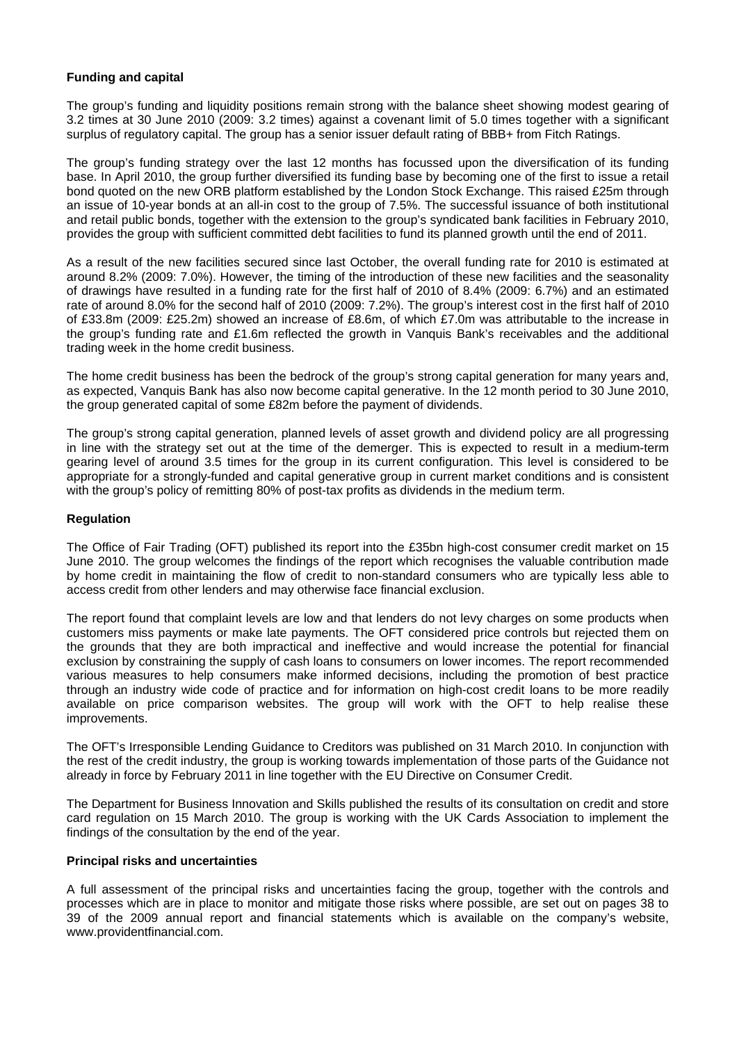**Funding and capital**

The group's funding and liquidity positions remain strong with the balance sheet showing modest gearing of 3.2 times at 30 June 2010 (2009: 3.2 times) against a covenant limit of 5.0 times together with a significant surplus of regulatory capital. The group has a senior issuer default rating of BBB+ from Fitch Ratings.

The group's funding strategy over the last 12 months has focussed upon the diversification of its funding base. In April 2010, the group further diversified its funding base by becoming one of the first to issue a retail bond quoted on the new ORB platform established by the London Stock Exchange. This raised £25m through an issue of 10-year bonds at an all-in cost to the group of 7.5%. The successful issuance of both institutional and retail public bonds, together with the extension to the group's syndicated bank facilities in February 2010, provides the group with sufficient committed debt facilities to fund its planned growth until the end of 2011.

As a result of the new facilities secured since last October, the overall funding rate for 2010 is estimated at around 8.2% (2009: 7.0%). However, the timing of the introduction of these new facilities and the seasonality of drawings have resulted in a funding rate for the first half of 2010 of 8.4% (2009: 6.7%) and an estimated rate of around 8.0% for the second half of 2010 (2009: 7.2%). The group's interest cost in the first half of 2010 of £33.8m (2009: £25.2m) showed an increase of £8.6m, of which £7.0m was attributable to the increase in the group's funding rate and £1.6m reflected the growth in Vanquis Bank's receivables and the additional trading week in the home credit business.

The home credit business has been the bedrock of the group's strong capital generation for many years and, as expected, Vanquis Bank has also now become capital generative. In the 12 month period to 30 June 2010, the group generated capital of some £82m before the payment of dividends.

The group's strong capital generation, planned levels of asset growth and dividend policy are all progressing in line with the strategy set out at the time of the demerger. This is expected to result in a medium-term gearing level of around 3.5 times for the group in its current configuration. This level is considered to be appropriate for a strongly-funded and capital generative group in current market conditions and is consistent with the group's policy of remitting 80% of post-tax profits as dividends in the medium term.

**Regulation**

The Office of Fair Trading (OFT) published its report into the £35bn high-cost consumer credit market on 15 June 2010. The group welcomes the findings of the report which recognises the valuable contribution made by home credit in maintaining the flow of credit to non-standard consumers who are typically less able to access credit from other lenders and may otherwise face financial exclusion.

The report found that complaint levels are low and that lenders do not levy charges on some products when customers miss payments or make late payments. The OFT considered price controls but rejected them on the grounds that they are both impractical and ineffective and would increase the potential for financial exclusion by constraining the supply of cash loans to consumers on lower incomes. The report recommended various measures to help consumers make informed decisions, including the promotion of best practice through an industry wide code of practice and for information on high-cost credit loans to be more readily available on price comparison websites. The group will work with the OFT to help realise these improvements.

The OFT's Irresponsible Lending Guidance to Creditors was published on 31 March 2010. In conjunction with the rest of the credit industry, the group is working towards implementation of those parts of the Guidance not already in force by February 2011 in line together with the EU Directive on Consumer Credit.

The Department for Business Innovation and Skills published the results of its consultation on credit and store card regulation on 15 March 2010. The group is working with the UK Cards Association to implement the findings of the consultation by the end of the year.

**Principal risks and uncertainties**

A full assessment of the principal risks and uncertainties facing the group, together with the controls and processes which are in place to monitor and mitigate those risks where possible, are set out on pages 38 to 39 of the 2009 annual report and financial statements which is available on the company's website, www.providentfinancial.com.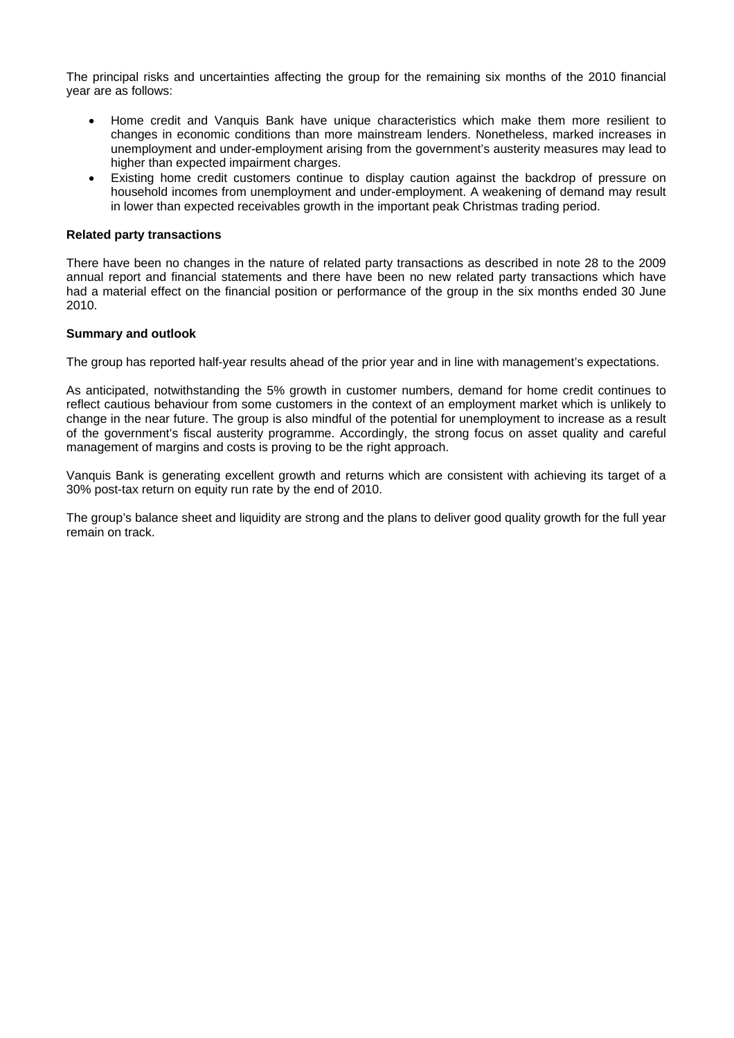The principal risks and uncertainties affecting the group for the remaining six months of the 2010 financial year are as follows:

- Home credit and Vanquis Bank have unique characteristics which make them more resilient to changes in economic conditions than more mainstream lenders. Nonetheless, marked increases in unemployment and under-employment arising from the government's austerity measures may lead to higher than expected impairment charges.
- Existing home credit customers continue to display caution against the backdrop of pressure on household incomes from unemployment and under-employment. A weakening of demand may result in lower than expected receivables growth in the important peak Christmas trading period.

**Related party transactions**

There have been no changes in the nature of related party transactions as described in note 28 to the 2009 annual report and financial statements and there have been no new related party transactions which have had a material effect on the financial position or performance of the group in the six months ended 30 June 2010.

**Summary and outlook**

The group has reported half-year results ahead of the prior year and in line with management's expectations.

As anticipated, notwithstanding the 5% growth in customer numbers, demand for home credit continues to reflect cautious behaviour from some customers in the context of an employment market which is unlikely to change in the near future. The group is also mindful of the potential for unemployment to increase as a result of the government's fiscal austerity programme. Accordingly, the strong focus on asset quality and careful management of margins and costs is proving to be the right approach.

Vanquis Bank is generating excellent growth and returns which are consistent with achieving its target of a 30% post-tax return on equity run rate by the end of 2010.

The group's balance sheet and liquidity are strong and the plans to deliver good quality growth for the full year remain on track.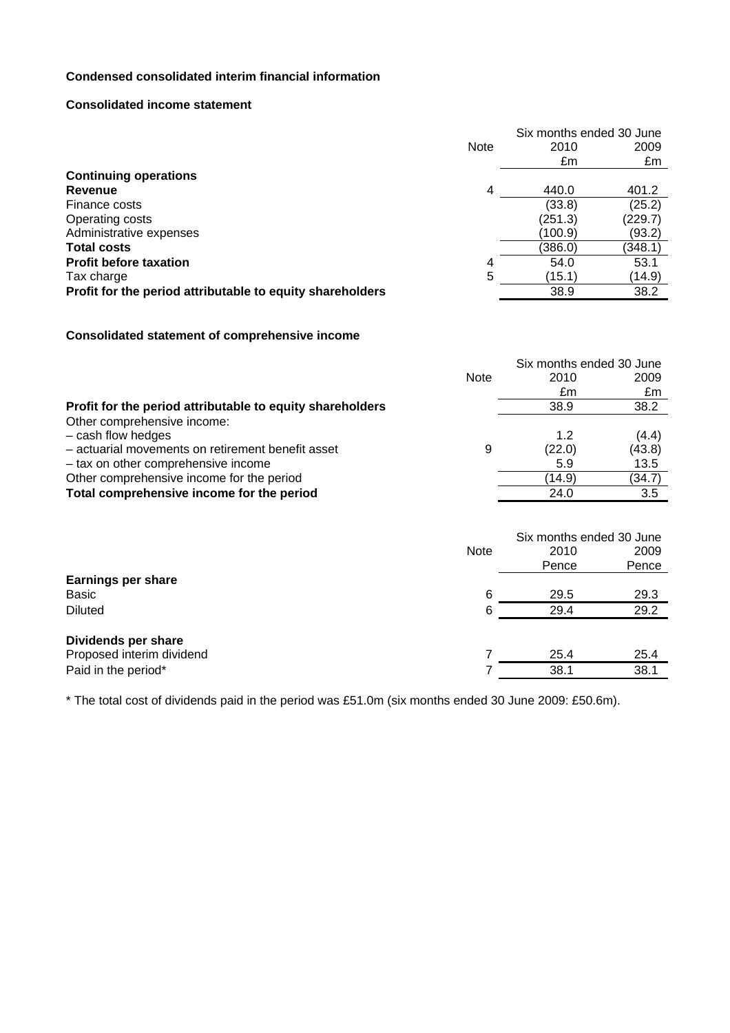**Condensed consolidated interim financial information**

**Consolidated income statement**

| | Note | Six months ended 30 June 2010 £m | Six months ended 30 June 2009 £m |
|---|---|---|---|
| **Continuing operations** | | | |
| **Revenue** | 4 | 440.0 | 401.2 |
| Finance costs | | (33.8) | (25.2) |
| Operating costs | | (251.3) | (229.7) |
| Administrative expenses | | (100.9) | (93.2) |
| **Total costs** | | (386.0) | (348.1) |
| **Profit before taxation** | 4 | 54.0 | 53.1 |
| Tax charge | 5 | (15.1) | (14.9) |
| **Profit for the period attributable to equity shareholders** | | 38.9 | 38.2 |

**Consolidated statement of comprehensive income**

| | Note | Six months ended 30 June 2010 £m | Six months ended 30 June 2009 £m |
|---|---|---|---|
| **Profit for the period attributable to equity shareholders** | | 38.9 | 38.2 |
| Other comprehensive income: | | | |
| – cash flow hedges | | 1.2 | (4.4) |
| – actuarial movements on retirement benefit asset | 9 | (22.0) | (43.8) |
| – tax on other comprehensive income | | 5.9 | 13.5 |
| Other comprehensive income for the period | | (14.9) | (34.7) |
| **Total comprehensive income for the period** | | 24.0 | 3.5 |

| | Note | Six months ended 30 June 2010 Pence | Six months ended 30 June 2009 Pence |
|---|---|---|---|
| **Earnings per share** | | | |
| Basic | 6 | 29.5 | 29.3 |
| Diluted | 6 | 29.4 | 29.2 |
| **Dividends per share** | | | |
| Proposed interim dividend | 7 | 25.4 | 25.4 |
| Paid in the period* | 7 | 38.1 | 38.1 |

* The total cost of dividends paid in the period was £51.0m (six months ended 30 June 2009: £50.6m).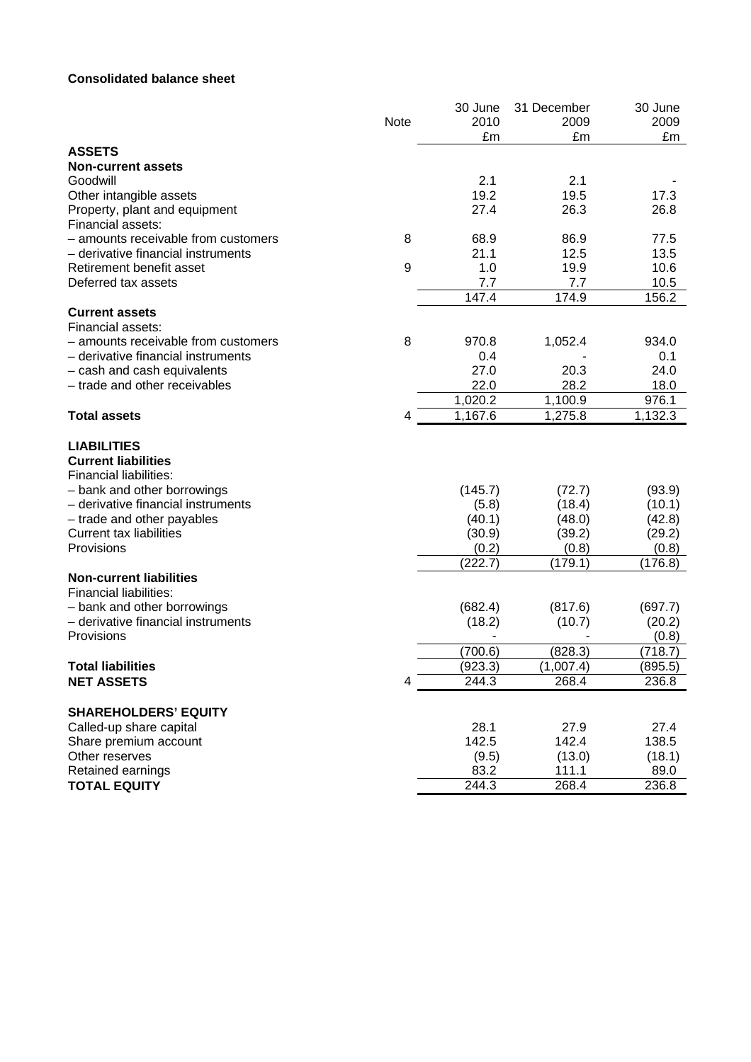**Consolidated balance sheet**

| | Note | 30 June 2010 £m | 31 December 2009 £m | 30 June 2009 £m |
|---|---|---|---|---|
| **ASSETS** | | | | |
| **Non-current assets** | | | | |
| Goodwill | | 2.1 | 2.1 | - |
| Other intangible assets | | 19.2 | 19.5 | 17.3 |
| Property, plant and equipment | | 27.4 | 26.3 | 26.8 |
| Financial assets: | | | | |
| – amounts receivable from customers | 8 | 68.9 | 86.9 | 77.5 |
| – derivative financial instruments | | 21.1 | 12.5 | 13.5 |
| Retirement benefit asset | 9 | 1.0 | 19.9 | 10.6 |
| Deferred tax assets | | 7.7 | 7.7 | 10.5 |
| | | 147.4 | 174.9 | 156.2 |
| **Current assets** | | | | |
| Financial assets: | | | | |
| – amounts receivable from customers | 8 | 970.8 | 1,052.4 | 934.0 |
| – derivative financial instruments | | 0.4 | - | 0.1 |
| – cash and cash equivalents | | 27.0 | 20.3 | 24.0 |
| – trade and other receivables | | 22.0 | 28.2 | 18.0 |
| | | 1,020.2 | 1,100.9 | 976.1 |
| **Total assets** | 4 | 1,167.6 | 1,275.8 | 1,132.3 |
| **LIABILITIES** | | | | |
| **Current liabilities** | | | | |
| Financial liabilities: | | | | |
| – bank and other borrowings | | (145.7) | (72.7) | (93.9) |
| – derivative financial instruments | | (5.8) | (18.4) | (10.1) |
| – trade and other payables | | (40.1) | (48.0) | (42.8) |
| Current tax liabilities | | (30.9) | (39.2) | (29.2) |
| Provisions | | (0.2) | (0.8) | (0.8) |
| | | (222.7) | (179.1) | (176.8) |
| **Non-current liabilities** | | | | |
| Financial liabilities: | | | | |
| – bank and other borrowings | | (682.4) | (817.6) | (697.7) |
| – derivative financial instruments | | (18.2) | (10.7) | (20.2) |
| Provisions | | - | - | (0.8) |
| | | (700.6) | (828.3) | (718.7) |
| **Total liabilities** | | (923.3) | (1,007.4) | (895.5) |
| **NET ASSETS** | 4 | 244.3 | 268.4 | 236.8 |
| **SHAREHOLDERS' EQUITY** | | | | |
| Called-up share capital | | 28.1 | 27.9 | 27.4 |
| Share premium account | | 142.5 | 142.4 | 138.5 |
| Other reserves | | (9.5) | (13.0) | (18.1) |
| Retained earnings | | 83.2 | 111.1 | 89.0 |
| **TOTAL EQUITY** | | 244.3 | 268.4 | 236.8 |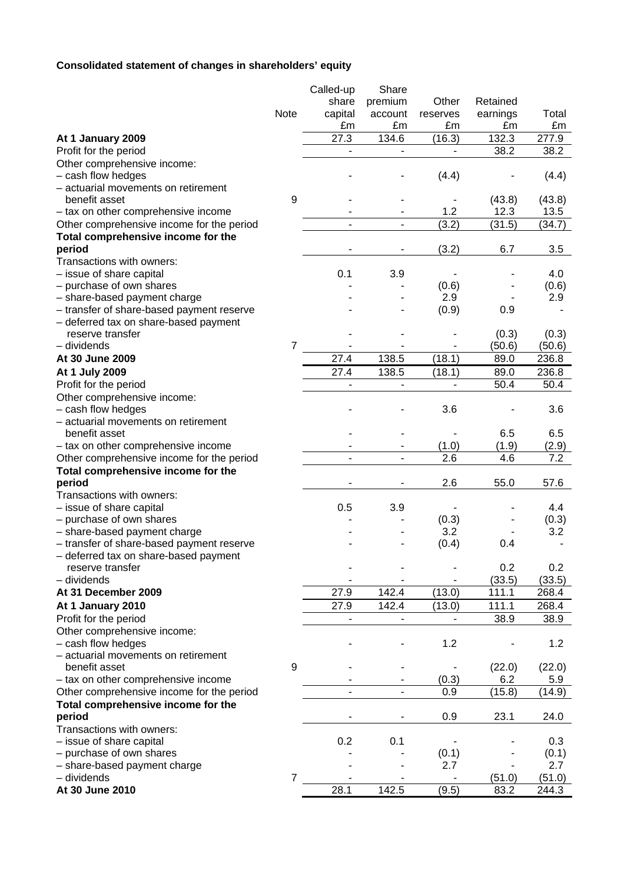**Consolidated statement of changes in shareholders' equity**

| | Note | Called-up share capital £m | Share premium account £m | Other reserves £m | Retained earnings £m | Total £m |
|---|---|---|---|---|---|---|
| **At 1 January 2009** | | 27.3 | 134.6 | (16.3) | 132.3 | 277.9 |
| Profit for the period | | - | - | - | 38.2 | 38.2 |
| Other comprehensive income: | | | | | | |
| – cash flow hedges | | - | - | (4.4) | - | (4.4) |
| – actuarial movements on retirement benefit asset | 9 | - | - | - | (43.8) | (43.8) |
| – tax on other comprehensive income | | - | - | 1.2 | 12.3 | 13.5 |
| Other comprehensive income for the period | | - | - | (3.2) | (31.5) | (34.7) |
| **Total comprehensive income for the period** | | - | - | (3.2) | 6.7 | 3.5 |
| Transactions with owners: | | | | | | |
| – issue of share capital | | 0.1 | 3.9 | - | - | 4.0 |
| – purchase of own shares | | - | - | (0.6) | - | (0.6) |
| – share-based payment charge | | - | - | 2.9 | - | 2.9 |
| – transfer of share-based payment reserve | | - | - | (0.9) | 0.9 | - |
| – deferred tax on share-based payment reserve transfer | | - | - | - | (0.3) | (0.3) |
| – dividends | 7 | - | - | - | (50.6) | (50.6) |
| **At 30 June 2009** | | 27.4 | 138.5 | (18.1) | 89.0 | 236.8 |
| **At 1 July 2009** | | 27.4 | 138.5 | (18.1) | 89.0 | 236.8 |
| Profit for the period | | - | - | - | 50.4 | 50.4 |
| Other comprehensive income: | | | | | | |
| – cash flow hedges | | - | - | 3.6 | - | 3.6 |
| – actuarial movements on retirement benefit asset | | - | - | - | 6.5 | 6.5 |
| – tax on other comprehensive income | | - | - | (1.0) | (1.9) | (2.9) |
| Other comprehensive income for the period | | - | - | 2.6 | 4.6 | 7.2 |
| **Total comprehensive income for the period** | | - | - | 2.6 | 55.0 | 57.6 |
| Transactions with owners: | | | | | | |
| – issue of share capital | | 0.5 | 3.9 | - | - | 4.4 |
| – purchase of own shares | | - | - | (0.3) | - | (0.3) |
| – share-based payment charge | | - | - | 3.2 | - | 3.2 |
| – transfer of share-based payment reserve | | - | - | (0.4) | 0.4 | - |
| – deferred tax on share-based payment reserve transfer | | - | - | - | 0.2 | 0.2 |
| – dividends | | - | - | - | (33.5) | (33.5) |
| **At 31 December 2009** | | 27.9 | 142.4 | (13.0) | 111.1 | 268.4 |
| **At 1 January 2010** | | 27.9 | 142.4 | (13.0) | 111.1 | 268.4 |
| Profit for the period | | - | - | - | 38.9 | 38.9 |
| Other comprehensive income: | | | | | | |
| – cash flow hedges | | - | - | 1.2 | - | 1.2 |
| – actuarial movements on retirement benefit asset | 9 | - | - | - | (22.0) | (22.0) |
| – tax on other comprehensive income | | - | - | (0.3) | 6.2 | 5.9 |
| Other comprehensive income for the period | | - | - | 0.9 | (15.8) | (14.9) |
| **Total comprehensive income for the period** | | - | - | 0.9 | 23.1 | 24.0 |
| Transactions with owners: | | | | | | |
| – issue of share capital | | 0.2 | 0.1 | - | - | 0.3 |
| – purchase of own shares | | - | - | (0.1) | - | (0.1) |
| – share-based payment charge | | - | - | 2.7 | - | 2.7 |
| – dividends | 7 | - | - | - | (51.0) | (51.0) |
| **At 30 June 2010** | | 28.1 | 142.5 | (9.5) | 83.2 | 244.3 |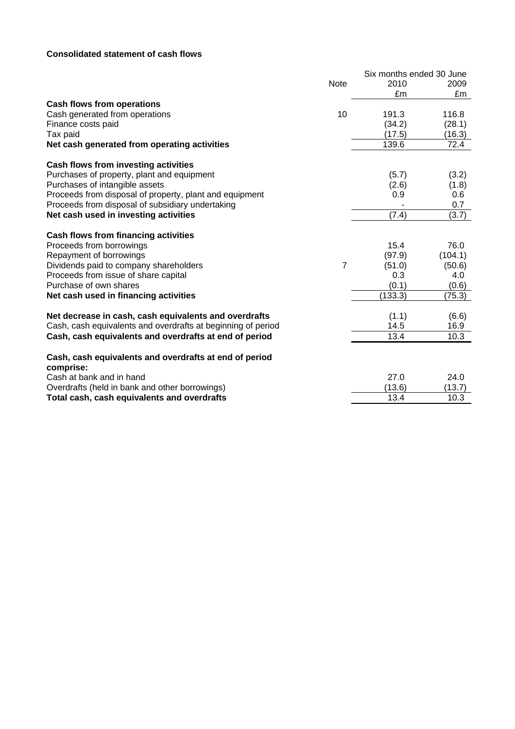**Consolidated statement of cash flows**

| | Note | Six months ended 30 June 2010 £m | 2009 £m |
|---|---|---|---|
| **Cash flows from operations** | | | |
| Cash generated from operations | 10 | 191.3 | 116.8 |
| Finance costs paid | | (34.2) | (28.1) |
| Tax paid | | (17.5) | (16.3) |
| **Net cash generated from operating activities** | | 139.6 | 72.4 |
| | | | |
| **Cash flows from investing activities** | | | |
| Purchases of property, plant and equipment | | (5.7) | (3.2) |
| Purchases of intangible assets | | (2.6) | (1.8) |
| Proceeds from disposal of property, plant and equipment | | 0.9 | 0.6 |
| Proceeds from disposal of subsidiary undertaking | | - | 0.7 |
| **Net cash used in investing activities** | | (7.4) | (3.7) |
| | | | |
| **Cash flows from financing activities** | | | |
| Proceeds from borrowings | | 15.4 | 76.0 |
| Repayment of borrowings | | (97.9) | (104.1) |
| Dividends paid to company shareholders | 7 | (51.0) | (50.6) |
| Proceeds from issue of share capital | | 0.3 | 4.0 |
| Purchase of own shares | | (0.1) | (0.6) |
| **Net cash used in financing activities** | | (133.3) | (75.3) |
| | | | |
| **Net decrease in cash, cash equivalents and overdrafts** | | (1.1) | (6.6) |
| Cash, cash equivalents and overdrafts at beginning of period | | 14.5 | 16.9 |
| **Cash, cash equivalents and overdrafts at end of period** | | 13.4 | 10.3 |
| | | | |
| **Cash, cash equivalents and overdrafts at end of period comprise:** | | | |
| Cash at bank and in hand | | 27.0 | 24.0 |
| Overdrafts (held in bank and other borrowings) | | (13.6) | (13.7) |
| **Total cash, cash equivalents and overdrafts** | | 13.4 | 10.3 |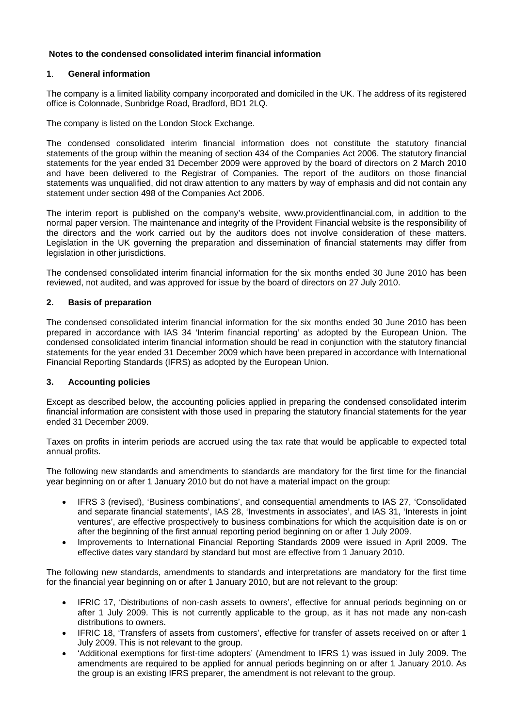## Notes to the condensed consolidated interim financial information

### 1. General information

The company is a limited liability company incorporated and domiciled in the UK. The address of its registered office is Colonnade, Sunbridge Road, Bradford, BD1 2LQ.

The company is listed on the London Stock Exchange.

The condensed consolidated interim financial information does not constitute the statutory financial statements of the group within the meaning of section 434 of the Companies Act 2006. The statutory financial statements for the year ended 31 December 2009 were approved by the board of directors on 2 March 2010 and have been delivered to the Registrar of Companies. The report of the auditors on those financial statements was unqualified, did not draw attention to any matters by way of emphasis and did not contain any statement under section 498 of the Companies Act 2006.

The interim report is published on the company's website, www.providentfinancial.com, in addition to the normal paper version. The maintenance and integrity of the Provident Financial website is the responsibility of the directors and the work carried out by the auditors does not involve consideration of these matters. Legislation in the UK governing the preparation and dissemination of financial statements may differ from legislation in other jurisdictions.

The condensed consolidated interim financial information for the six months ended 30 June 2010 has been reviewed, not audited, and was approved for issue by the board of directors on 27 July 2010.

### 2. Basis of preparation

The condensed consolidated interim financial information for the six months ended 30 June 2010 has been prepared in accordance with IAS 34 'Interim financial reporting' as adopted by the European Union. The condensed consolidated interim financial information should be read in conjunction with the statutory financial statements for the year ended 31 December 2009 which have been prepared in accordance with International Financial Reporting Standards (IFRS) as adopted by the European Union.

### 3. Accounting policies

Except as described below, the accounting policies applied in preparing the condensed consolidated interim financial information are consistent with those used in preparing the statutory financial statements for the year ended 31 December 2009.

Taxes on profits in interim periods are accrued using the tax rate that would be applicable to expected total annual profits.

The following new standards and amendments to standards are mandatory for the first time for the financial year beginning on or after 1 January 2010 but do not have a material impact on the group:

- IFRS 3 (revised), 'Business combinations', and consequential amendments to IAS 27, 'Consolidated and separate financial statements', IAS 28, 'Investments in associates', and IAS 31, 'Interests in joint ventures', are effective prospectively to business combinations for which the acquisition date is on or after the beginning of the first annual reporting period beginning on or after 1 July 2009.
- Improvements to International Financial Reporting Standards 2009 were issued in April 2009. The effective dates vary standard by standard but most are effective from 1 January 2010.

The following new standards, amendments to standards and interpretations are mandatory for the first time for the financial year beginning on or after 1 January 2010, but are not relevant to the group:

- IFRIC 17, 'Distributions of non-cash assets to owners', effective for annual periods beginning on or after 1 July 2009. This is not currently applicable to the group, as it has not made any non-cash distributions to owners.
- IFRIC 18, 'Transfers of assets from customers', effective for transfer of assets received on or after 1 July 2009. This is not relevant to the group.
- 'Additional exemptions for first-time adopters' (Amendment to IFRS 1) was issued in July 2009. The amendments are required to be applied for annual periods beginning on or after 1 January 2010. As the group is an existing IFRS preparer, the amendment is not relevant to the group.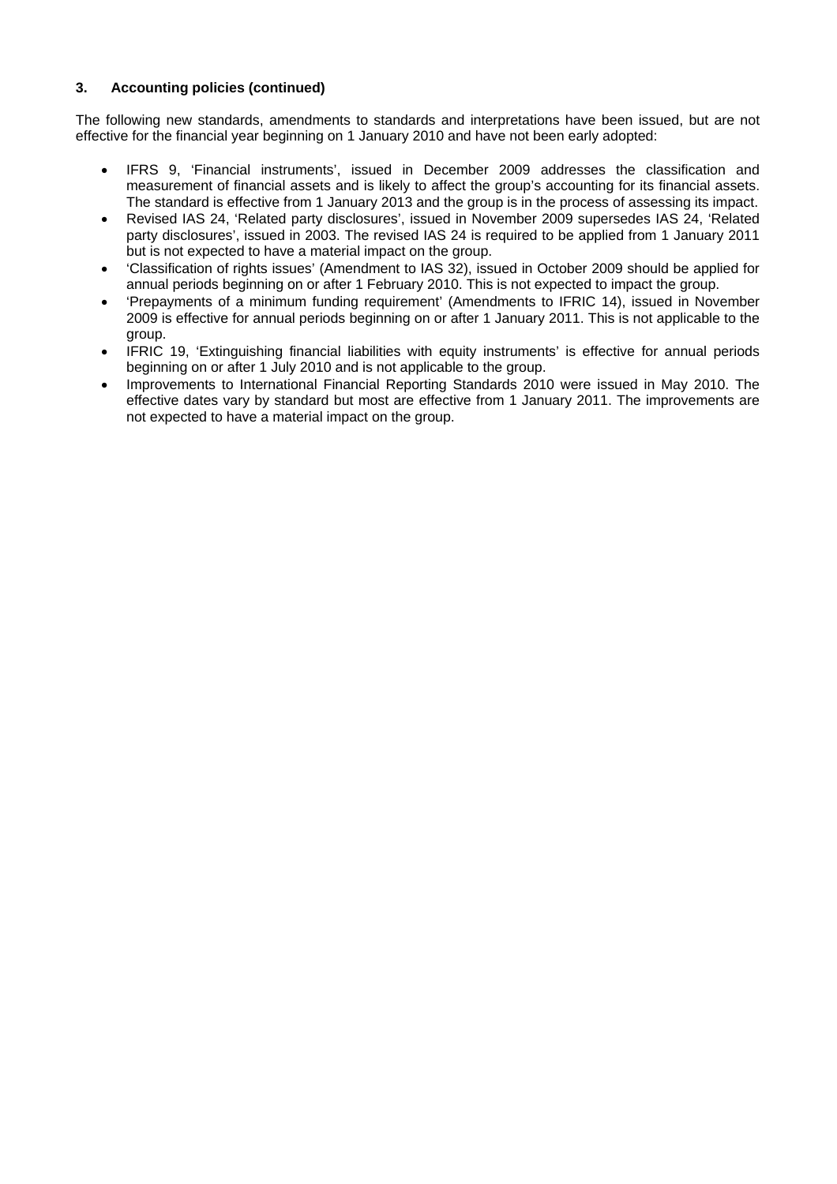### 3. Accounting policies (continued)

The following new standards, amendments to standards and interpretations have been issued, but are not effective for the financial year beginning on 1 January 2010 and have not been early adopted:

- IFRS 9, 'Financial instruments', issued in December 2009 addresses the classification and measurement of financial assets and is likely to affect the group's accounting for its financial assets. The standard is effective from 1 January 2013 and the group is in the process of assessing its impact.
- Revised IAS 24, 'Related party disclosures', issued in November 2009 supersedes IAS 24, 'Related party disclosures', issued in 2003. The revised IAS 24 is required to be applied from 1 January 2011 but is not expected to have a material impact on the group.
- 'Classification of rights issues' (Amendment to IAS 32), issued in October 2009 should be applied for annual periods beginning on or after 1 February 2010. This is not expected to impact the group.
- 'Prepayments of a minimum funding requirement' (Amendments to IFRIC 14), issued in November 2009 is effective for annual periods beginning on or after 1 January 2011. This is not applicable to the group.
- IFRIC 19, 'Extinguishing financial liabilities with equity instruments' is effective for annual periods beginning on or after 1 July 2010 and is not applicable to the group.
- Improvements to International Financial Reporting Standards 2010 were issued in May 2010. The effective dates vary by standard but most are effective from 1 January 2011. The improvements are not expected to have a material impact on the group.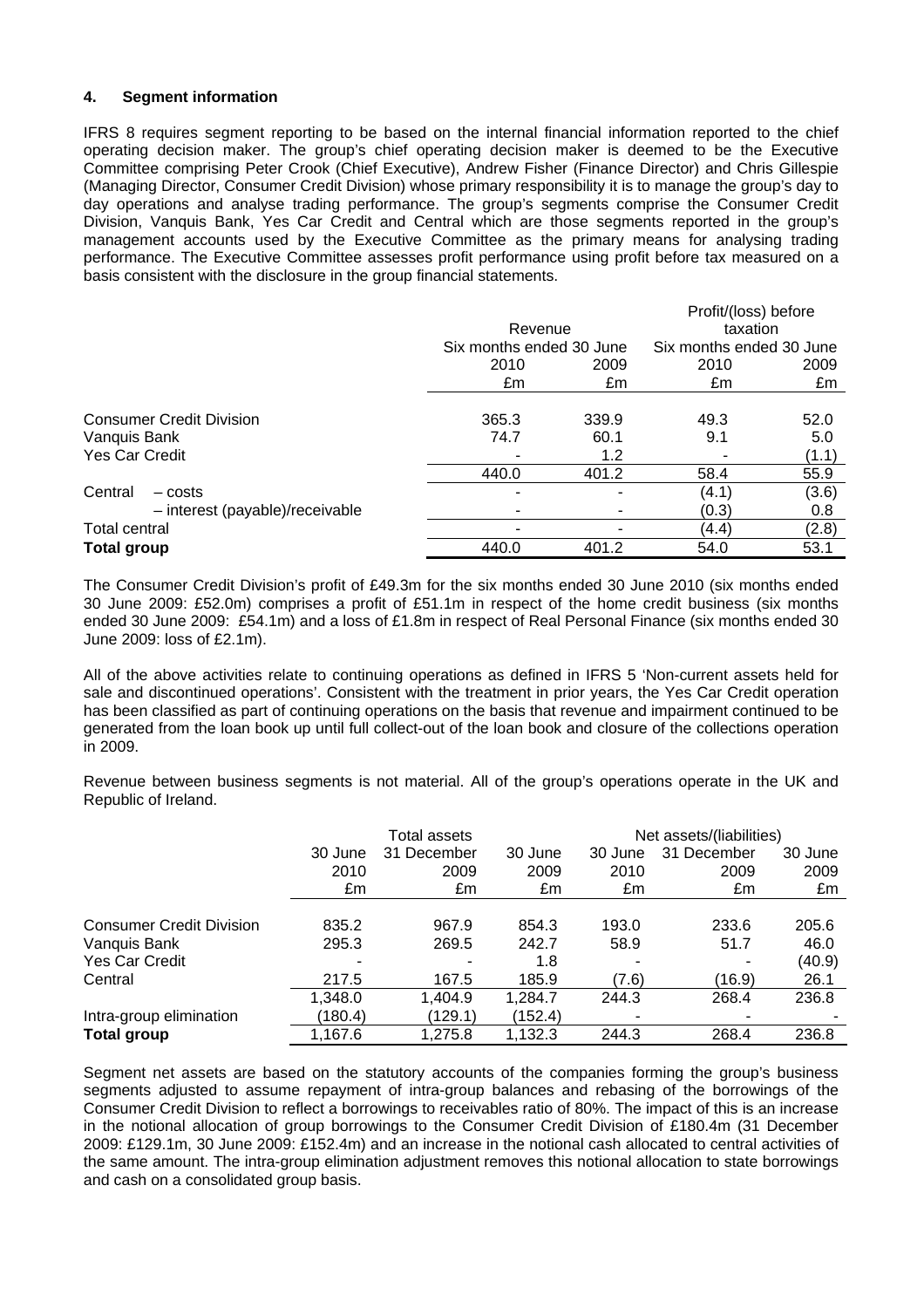## 4. Segment information

IFRS 8 requires segment reporting to be based on the internal financial information reported to the chief operating decision maker. The group's chief operating decision maker is deemed to be the Executive Committee comprising Peter Crook (Chief Executive), Andrew Fisher (Finance Director) and Chris Gillespie (Managing Director, Consumer Credit Division) whose primary responsibility it is to manage the group's day to day operations and analyse trading performance. The group's segments comprise the Consumer Credit Division, Vanquis Bank, Yes Car Credit and Central which are those segments reported in the group's management accounts used by the Executive Committee as the primary means for analysing trading performance. The Executive Committee assesses profit performance using profit before tax measured on a basis consistent with the disclosure in the group financial statements.

| | Revenue | | Profit/(loss) before taxation | |
|---|---|---|---|---|
| | Six months ended 30 June | | Six months ended 30 June | |
| | 2010 | 2009 | 2010 | 2009 |
| | £m | £m | £m | £m |
| Consumer Credit Division | 365.3 | 339.9 | 49.3 | 52.0 |
| Vanquis Bank | 74.7 | 60.1 | 9.1 | 5.0 |
| Yes Car Credit | - | 1.2 | - | (1.1) |
| | 440.0 | 401.2 | 58.4 | 55.9 |
| Central – costs | - | - | (4.1) | (3.6) |
| – interest (payable)/receivable | - | - | (0.3) | 0.8 |
| Total central | - | - | (4.4) | (2.8) |
| **Total group** | 440.0 | 401.2 | 54.0 | 53.1 |

The Consumer Credit Division's profit of £49.3m for the six months ended 30 June 2010 (six months ended 30 June 2009: £52.0m) comprises a profit of £51.1m in respect of the home credit business (six months ended 30 June 2009: £54.1m) and a loss of £1.8m in respect of Real Personal Finance (six months ended 30 June 2009: loss of £2.1m).

All of the above activities relate to continuing operations as defined in IFRS 5 'Non-current assets held for sale and discontinued operations'. Consistent with the treatment in prior years, the Yes Car Credit operation has been classified as part of continuing operations on the basis that revenue and impairment continued to be generated from the loan book up until full collect-out of the loan book and closure of the collections operation in 2009.

Revenue between business segments is not material. All of the group's operations operate in the UK and Republic of Ireland.

| | Total assets | | | Net assets/(liabilities) | | |
|---|---|---|---|---|---|---|
| | 30 June 2010 | 31 December 2009 | 30 June 2009 | 30 June 2010 | 31 December 2009 | 30 June 2009 |
| | £m | £m | £m | £m | £m | £m |
| Consumer Credit Division | 835.2 | 967.9 | 854.3 | 193.0 | 233.6 | 205.6 |
| Vanquis Bank | 295.3 | 269.5 | 242.7 | 58.9 | 51.7 | 46.0 |
| Yes Car Credit | - | - | 1.8 | - | - | (40.9) |
| Central | 217.5 | 167.5 | 185.9 | (7.6) | (16.9) | 26.1 |
| | 1,348.0 | 1,404.9 | 1,284.7 | 244.3 | 268.4 | 236.8 |
| Intra-group elimination | (180.4) | (129.1) | (152.4) | - | - | - |
| **Total group** | 1,167.6 | 1,275.8 | 1,132.3 | 244.3 | 268.4 | 236.8 |

Segment net assets are based on the statutory accounts of the companies forming the group's business segments adjusted to assume repayment of intra-group balances and rebasing of the borrowings of the Consumer Credit Division to reflect a borrowings to receivables ratio of 80%. The impact of this is an increase in the notional allocation of group borrowings to the Consumer Credit Division of £180.4m (31 December 2009: £129.1m, 30 June 2009: £152.4m) and an increase in the notional cash allocated to central activities of the same amount. The intra-group elimination adjustment removes this notional allocation to state borrowings and cash on a consolidated group basis.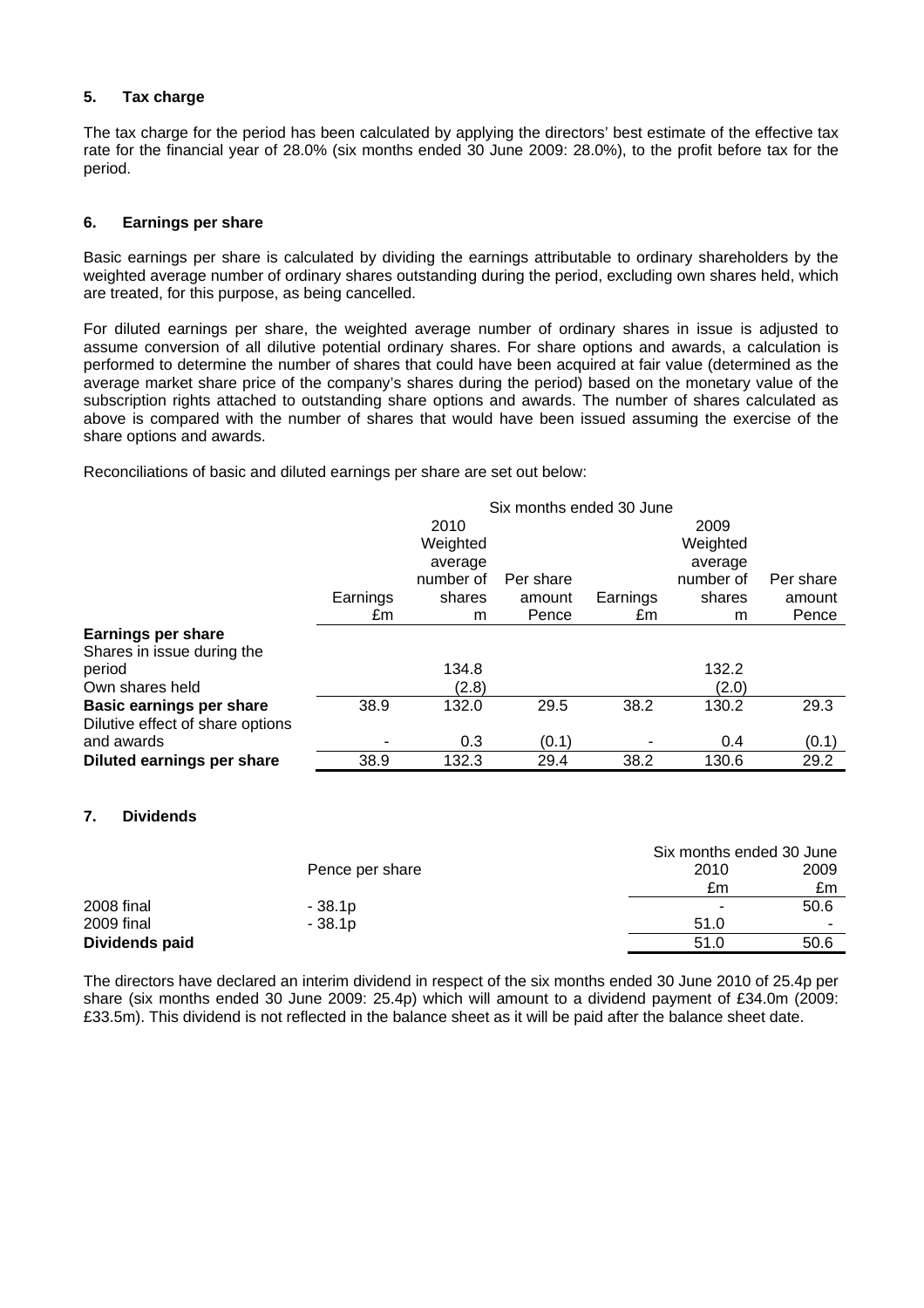### 5. Tax charge

The tax charge for the period has been calculated by applying the directors' best estimate of the effective tax rate for the financial year of 28.0% (six months ended 30 June 2009: 28.0%), to the profit before tax for the period.

### 6. Earnings per share

Basic earnings per share is calculated by dividing the earnings attributable to ordinary shareholders by the weighted average number of ordinary shares outstanding during the period, excluding own shares held, which are treated, for this purpose, as being cancelled.

For diluted earnings per share, the weighted average number of ordinary shares in issue is adjusted to assume conversion of all dilutive potential ordinary shares. For share options and awards, a calculation is performed to determine the number of shares that could have been acquired at fair value (determined as the average market share price of the company's shares during the period) based on the monetary value of the subscription rights attached to outstanding share options and awards. The number of shares calculated as above is compared with the number of shares that would have been issued assuming the exercise of the share options and awards.

Reconciliations of basic and diluted earnings per share are set out below:

| | Six months ended 30 June | | | | | |
|---|---|---|---|---|---|---|
| | | 2010 | | | 2009 | |
| | Earnings £m | Weighted average number of shares m | Per share amount Pence | Earnings £m | Weighted average number of shares m | Per share amount Pence |
| **Earnings per share** | | | | | | |
| Shares in issue during the period | | 134.8 | | | 132.2 | |
| Own shares held | | (2.8) | | | (2.0) | |
| **Basic earnings per share** | 38.9 | 132.0 | 29.5 | 38.2 | 130.2 | 29.3 |
| Dilutive effect of share options and awards | - | 0.3 | (0.1) | - | 0.4 | (0.1) |
| **Diluted earnings per share** | 38.9 | 132.3 | 29.4 | 38.2 | 130.6 | 29.2 |

### 7. Dividends

| | Pence per share | Six months ended 30 June 2010 £m | 2009 £m |
|---|---|---|---|
| 2008 final | - 38.1p | - | 50.6 |
| 2009 final | - 38.1p | 51.0 | - |
| **Dividends paid** | | 51.0 | 50.6 |

The directors have declared an interim dividend in respect of the six months ended 30 June 2010 of 25.4p per share (six months ended 30 June 2009: 25.4p) which will amount to a dividend payment of £34.0m (2009: £33.5m). This dividend is not reflected in the balance sheet as it will be paid after the balance sheet date.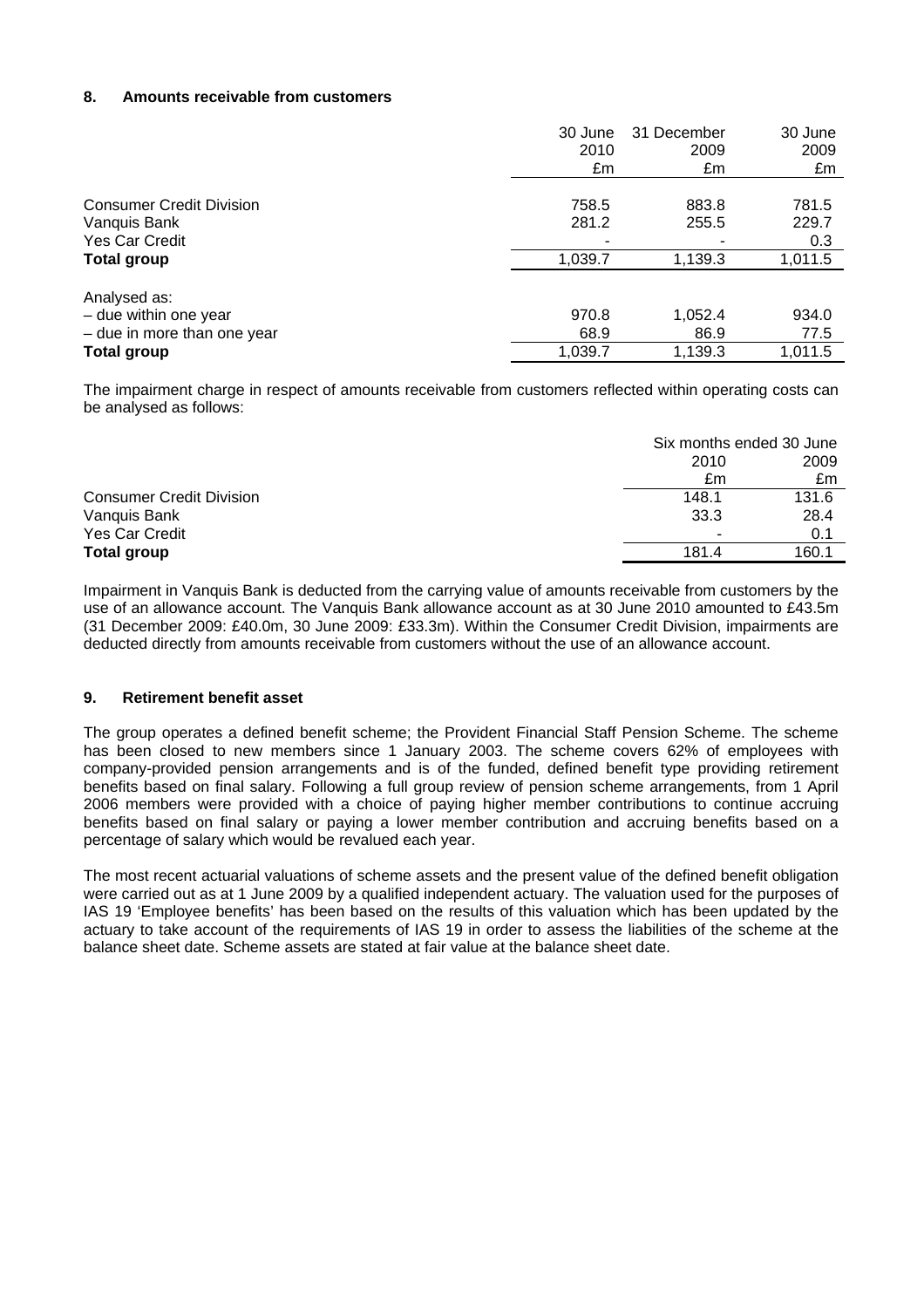## 8. Amounts receivable from customers

| | 30 June 2010 £m | 31 December 2009 £m | 30 June 2009 £m |
|---|---|---|---|
| Consumer Credit Division | 758.5 | 883.8 | 781.5 |
| Vanquis Bank | 281.2 | 255.5 | 229.7 |
| Yes Car Credit | - | - | 0.3 |
| **Total group** | 1,039.7 | 1,139.3 | 1,011.5 |
| | | | |
| Analysed as: | | | |
| – due within one year | 970.8 | 1,052.4 | 934.0 |
| – due in more than one year | 68.9 | 86.9 | 77.5 |
| **Total group** | 1,039.7 | 1,139.3 | 1,011.5 |

The impairment charge in respect of amounts receivable from customers reflected within operating costs can be analysed as follows:

| | Six months ended 30 June | |
|---|---|---|
| | 2010 £m | 2009 £m |
| Consumer Credit Division | 148.1 | 131.6 |
| Vanquis Bank | 33.3 | 28.4 |
| Yes Car Credit | - | 0.1 |
| **Total group** | 181.4 | 160.1 |

Impairment in Vanquis Bank is deducted from the carrying value of amounts receivable from customers by the use of an allowance account. The Vanquis Bank allowance account as at 30 June 2010 amounted to £43.5m (31 December 2009: £40.0m, 30 June 2009: £33.3m). Within the Consumer Credit Division, impairments are deducted directly from amounts receivable from customers without the use of an allowance account.

## 9. Retirement benefit asset

The group operates a defined benefit scheme; the Provident Financial Staff Pension Scheme. The scheme has been closed to new members since 1 January 2003. The scheme covers 62% of employees with company-provided pension arrangements and is of the funded, defined benefit type providing retirement benefits based on final salary. Following a full group review of pension scheme arrangements, from 1 April 2006 members were provided with a choice of paying higher member contributions to continue accruing benefits based on final salary or paying a lower member contribution and accruing benefits based on a percentage of salary which would be revalued each year.

The most recent actuarial valuations of scheme assets and the present value of the defined benefit obligation were carried out as at 1 June 2009 by a qualified independent actuary. The valuation used for the purposes of IAS 19 'Employee benefits' has been based on the results of this valuation which has been updated by the actuary to take account of the requirements of IAS 19 in order to assess the liabilities of the scheme at the balance sheet date. Scheme assets are stated at fair value at the balance sheet date.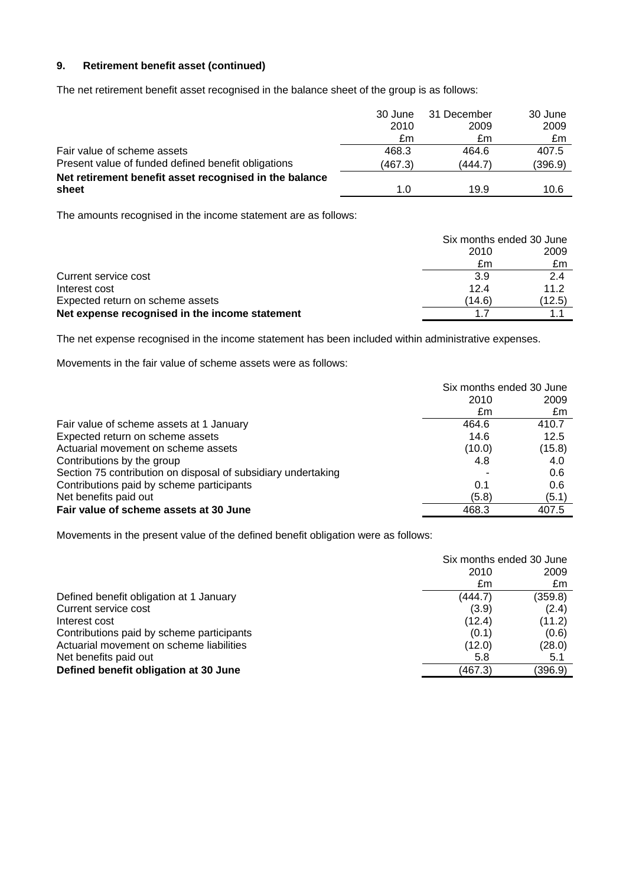### 9. Retirement benefit asset (continued)

The net retirement benefit asset recognised in the balance sheet of the group is as follows:

| | 30 June 2010 | 31 December 2009 | 30 June 2009 |
|---|---|---|---|
| | £m | £m | £m |
| Fair value of scheme assets | 468.3 | 464.6 | 407.5 |
| Present value of funded defined benefit obligations | (467.3) | (444.7) | (396.9) |
| **Net retirement benefit asset recognised in the balance sheet** | 1.0 | 19.9 | 10.6 |

The amounts recognised in the income statement are as follows:

| | Six months ended 30 June | |
|---|---|---|
| | 2010 | 2009 |
| | £m | £m |
| Current service cost | 3.9 | 2.4 |
| Interest cost | 12.4 | 11.2 |
| Expected return on scheme assets | (14.6) | (12.5) |
| **Net expense recognised in the income statement** | 1.7 | 1.1 |

The net expense recognised in the income statement has been included within administrative expenses.

Movements in the fair value of scheme assets were as follows:

| | Six months ended 30 June | |
|---|---|---|
| | 2010 | 2009 |
| | £m | £m |
| Fair value of scheme assets at 1 January | 464.6 | 410.7 |
| Expected return on scheme assets | 14.6 | 12.5 |
| Actuarial movement on scheme assets | (10.0) | (15.8) |
| Contributions by the group | 4.8 | 4.0 |
| Section 75 contribution on disposal of subsidiary undertaking | - | 0.6 |
| Contributions paid by scheme participants | 0.1 | 0.6 |
| Net benefits paid out | (5.8) | (5.1) |
| **Fair value of scheme assets at 30 June** | 468.3 | 407.5 |

Movements in the present value of the defined benefit obligation were as follows:

| | Six months ended 30 June | |
|---|---|---|
| | 2010 | 2009 |
| | £m | £m |
| Defined benefit obligation at 1 January | (444.7) | (359.8) |
| Current service cost | (3.9) | (2.4) |
| Interest cost | (12.4) | (11.2) |
| Contributions paid by scheme participants | (0.1) | (0.6) |
| Actuarial movement on scheme liabilities | (12.0) | (28.0) |
| Net benefits paid out | 5.8 | 5.1 |
| **Defined benefit obligation at 30 June** | (467.3) | (396.9) |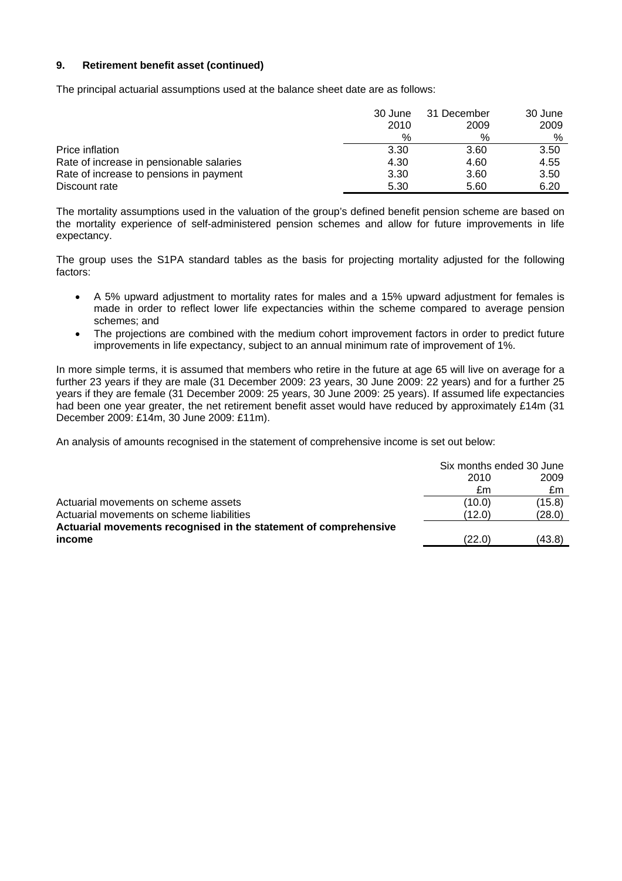### 9. Retirement benefit asset (continued)

The principal actuarial assumptions used at the balance sheet date are as follows:

| | 30 June 2010 | 31 December 2009 | 30 June 2009 |
|---|---|---|---|
| | % | % | % |
| Price inflation | 3.30 | 3.60 | 3.50 |
| Rate of increase in pensionable salaries | 4.30 | 4.60 | 4.55 |
| Rate of increase to pensions in payment | 3.30 | 3.60 | 3.50 |
| Discount rate | 5.30 | 5.60 | 6.20 |

The mortality assumptions used in the valuation of the group's defined benefit pension scheme are based on the mortality experience of self-administered pension schemes and allow for future improvements in life expectancy.

The group uses the S1PA standard tables as the basis for projecting mortality adjusted for the following factors:

- A 5% upward adjustment to mortality rates for males and a 15% upward adjustment for females is made in order to reflect lower life expectancies within the scheme compared to average pension schemes; and
- The projections are combined with the medium cohort improvement factors in order to predict future improvements in life expectancy, subject to an annual minimum rate of improvement of 1%.

In more simple terms, it is assumed that members who retire in the future at age 65 will live on average for a further 23 years if they are male (31 December 2009: 23 years, 30 June 2009: 22 years) and for a further 25 years if they are female (31 December 2009: 25 years, 30 June 2009: 25 years). If assumed life expectancies had been one year greater, the net retirement benefit asset would have reduced by approximately £14m (31 December 2009: £14m, 30 June 2009: £11m).

An analysis of amounts recognised in the statement of comprehensive income is set out below:

| | Six months ended 30 June | |
|---|---|---|
| | 2010 | 2009 |
| | £m | £m |
| Actuarial movements on scheme assets | (10.0) | (15.8) |
| Actuarial movements on scheme liabilities | (12.0) | (28.0) |
| **Actuarial movements recognised in the statement of comprehensive income** | (22.0) | (43.8) |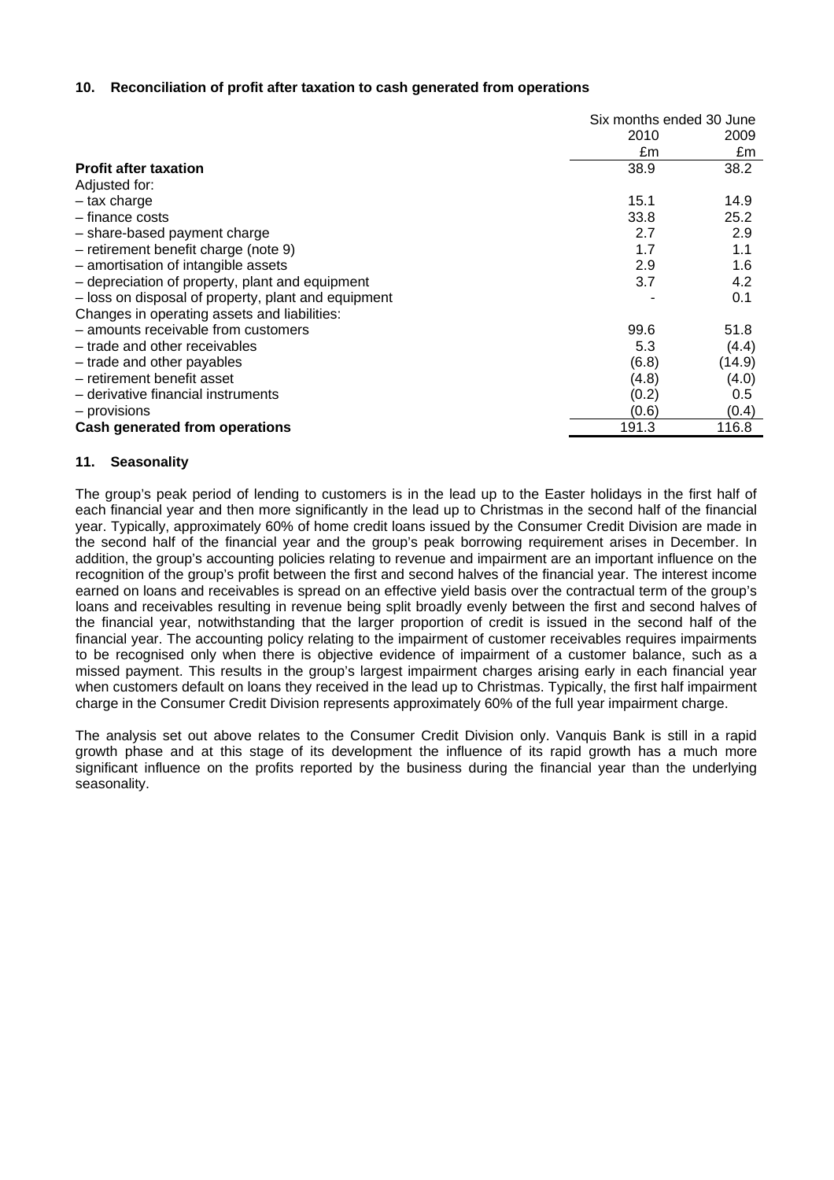## 10. Reconciliation of profit after taxation to cash generated from operations

| | Six months ended 30 June | |
|---|---|---|
| | 2010 | 2009 |
| | £m | £m |
| **Profit after taxation** | 38.9 | 38.2 |
| Adjusted for: | | |
| – tax charge | 15.1 | 14.9 |
| – finance costs | 33.8 | 25.2 |
| – share-based payment charge | 2.7 | 2.9 |
| – retirement benefit charge (note 9) | 1.7 | 1.1 |
| – amortisation of intangible assets | 2.9 | 1.6 |
| – depreciation of property, plant and equipment | 3.7 | 4.2 |
| – loss on disposal of property, plant and equipment | - | 0.1 |
| Changes in operating assets and liabilities: | | |
| – amounts receivable from customers | 99.6 | 51.8 |
| – trade and other receivables | 5.3 | (4.4) |
| – trade and other payables | (6.8) | (14.9) |
| – retirement benefit asset | (4.8) | (4.0) |
| – derivative financial instruments | (0.2) | 0.5 |
| – provisions | (0.6) | (0.4) |
| **Cash generated from operations** | 191.3 | 116.8 |

## 11. Seasonality

The group's peak period of lending to customers is in the lead up to the Easter holidays in the first half of each financial year and then more significantly in the lead up to Christmas in the second half of the financial year. Typically, approximately 60% of home credit loans issued by the Consumer Credit Division are made in the second half of the financial year and the group's peak borrowing requirement arises in December. In addition, the group's accounting policies relating to revenue and impairment are an important influence on the recognition of the group's profit between the first and second halves of the financial year. The interest income earned on loans and receivables is spread on an effective yield basis over the contractual term of the group's loans and receivables resulting in revenue being split broadly evenly between the first and second halves of the financial year, notwithstanding that the larger proportion of credit is issued in the second half of the financial year. The accounting policy relating to the impairment of customer receivables requires impairments to be recognised only when there is objective evidence of impairment of a customer balance, such as a missed payment. This results in the group's largest impairment charges arising early in each financial year when customers default on loans they received in the lead up to Christmas. Typically, the first half impairment charge in the Consumer Credit Division represents approximately 60% of the full year impairment charge.

The analysis set out above relates to the Consumer Credit Division only. Vanquis Bank is still in a rapid growth phase and at this stage of its development the influence of its rapid growth has a much more significant influence on the profits reported by the business during the financial year than the underlying seasonality.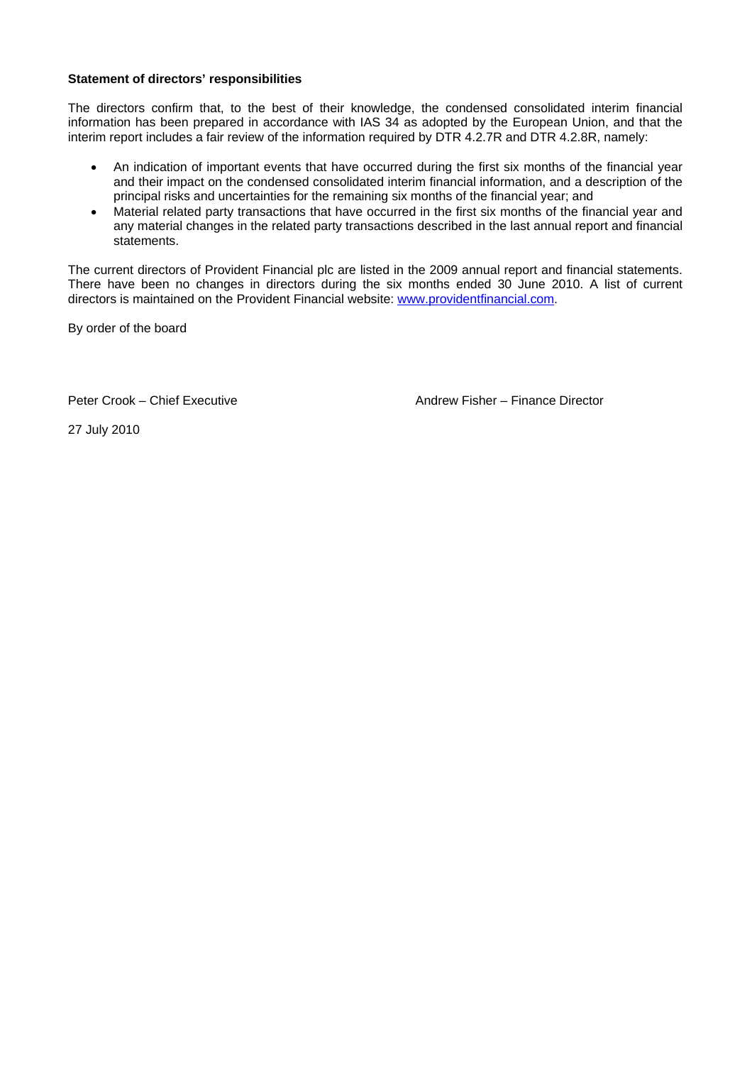**Statement of directors' responsibilities**

The directors confirm that, to the best of their knowledge, the condensed consolidated interim financial information has been prepared in accordance with IAS 34 as adopted by the European Union, and that the interim report includes a fair review of the information required by DTR 4.2.7R and DTR 4.2.8R, namely:

- An indication of important events that have occurred during the first six months of the financial year and their impact on the condensed consolidated interim financial information, and a description of the principal risks and uncertainties for the remaining six months of the financial year; and
- Material related party transactions that have occurred in the first six months of the financial year and any material changes in the related party transactions described in the last annual report and financial statements.

The current directors of Provident Financial plc are listed in the 2009 annual report and financial statements. There have been no changes in directors during the six months ended 30 June 2010. A list of current directors is maintained on the Provident Financial website: www.providentfinancial.com.

By order of the board

Peter Crook – Chief Executive

Andrew Fisher – Finance Director

27 July 2010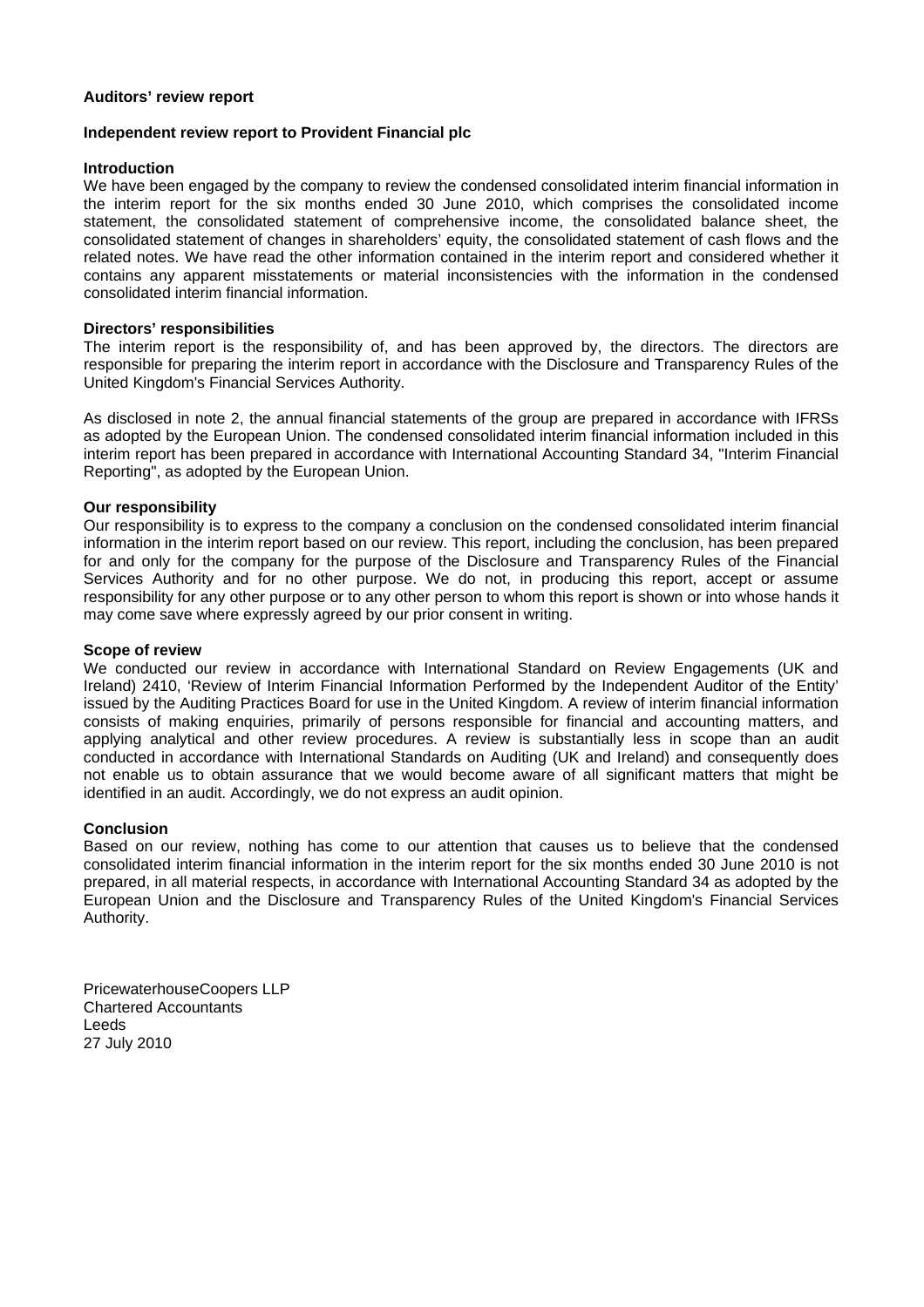## Auditors' review report

### Independent review report to Provident Financial plc

**Introduction**

We have been engaged by the company to review the condensed consolidated interim financial information in the interim report for the six months ended 30 June 2010, which comprises the consolidated income statement, the consolidated statement of comprehensive income, the consolidated balance sheet, the consolidated statement of changes in shareholders' equity, the consolidated statement of cash flows and the related notes. We have read the other information contained in the interim report and considered whether it contains any apparent misstatements or material inconsistencies with the information in the condensed consolidated interim financial information.

**Directors' responsibilities**

The interim report is the responsibility of, and has been approved by, the directors. The directors are responsible for preparing the interim report in accordance with the Disclosure and Transparency Rules of the United Kingdom's Financial Services Authority.

As disclosed in note 2, the annual financial statements of the group are prepared in accordance with IFRSs as adopted by the European Union. The condensed consolidated interim financial information included in this interim report has been prepared in accordance with International Accounting Standard 34, "Interim Financial Reporting", as adopted by the European Union.

**Our responsibility**

Our responsibility is to express to the company a conclusion on the condensed consolidated interim financial information in the interim report based on our review. This report, including the conclusion, has been prepared for and only for the company for the purpose of the Disclosure and Transparency Rules of the Financial Services Authority and for no other purpose. We do not, in producing this report, accept or assume responsibility for any other purpose or to any other person to whom this report is shown or into whose hands it may come save where expressly agreed by our prior consent in writing.

**Scope of review**

We conducted our review in accordance with International Standard on Review Engagements (UK and Ireland) 2410, 'Review of Interim Financial Information Performed by the Independent Auditor of the Entity' issued by the Auditing Practices Board for use in the United Kingdom. A review of interim financial information consists of making enquiries, primarily of persons responsible for financial and accounting matters, and applying analytical and other review procedures. A review is substantially less in scope than an audit conducted in accordance with International Standards on Auditing (UK and Ireland) and consequently does not enable us to obtain assurance that we would become aware of all significant matters that might be identified in an audit. Accordingly, we do not express an audit opinion.

**Conclusion**

Based on our review, nothing has come to our attention that causes us to believe that the condensed consolidated interim financial information in the interim report for the six months ended 30 June 2010 is not prepared, in all material respects, in accordance with International Accounting Standard 34 as adopted by the European Union and the Disclosure and Transparency Rules of the United Kingdom's Financial Services Authority.

PricewaterhouseCoopers LLP
Chartered Accountants
Leeds
27 July 2010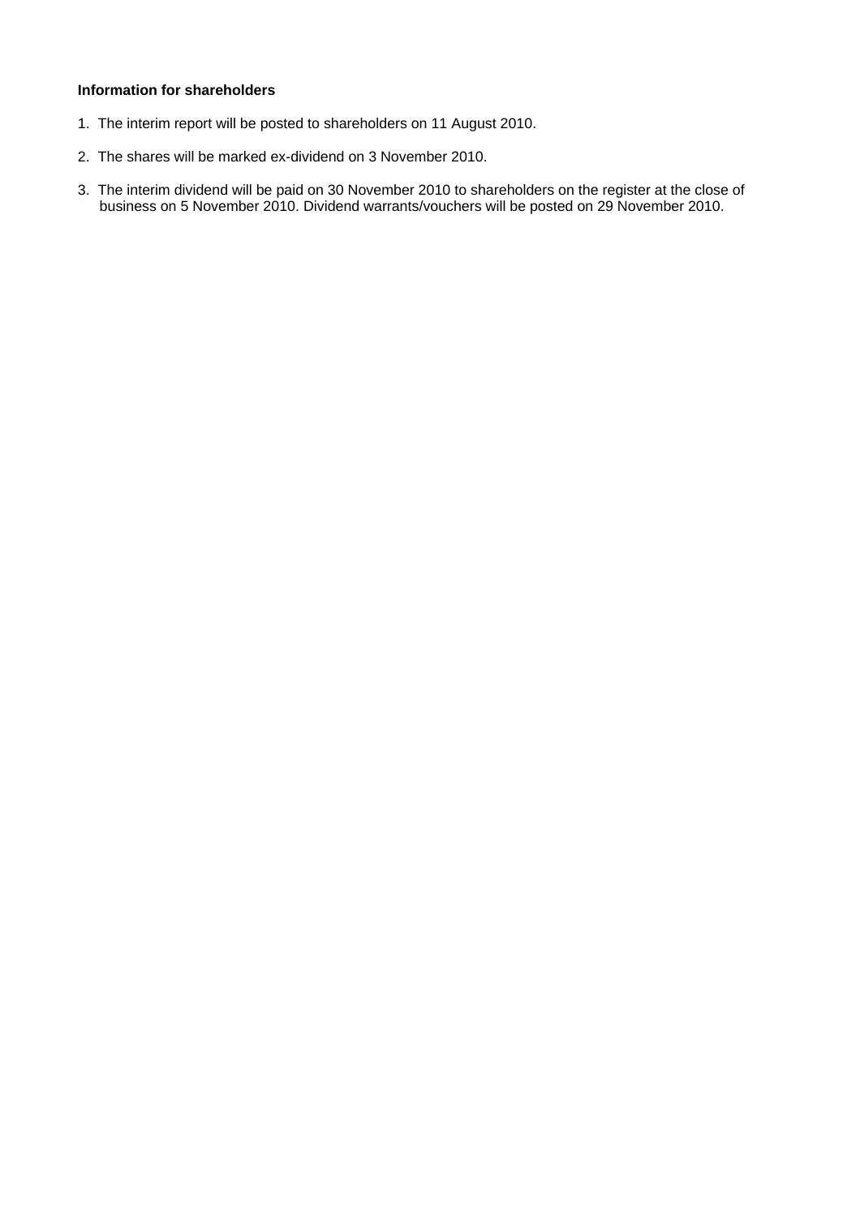**Information for shareholders**

1. The interim report will be posted to shareholders on 11 August 2010.

2. The shares will be marked ex-dividend on 3 November 2010.

3. The interim dividend will be paid on 30 November 2010 to shareholders on the register at the close of business on 5 November 2010. Dividend warrants/vouchers will be posted on 29 November 2010.